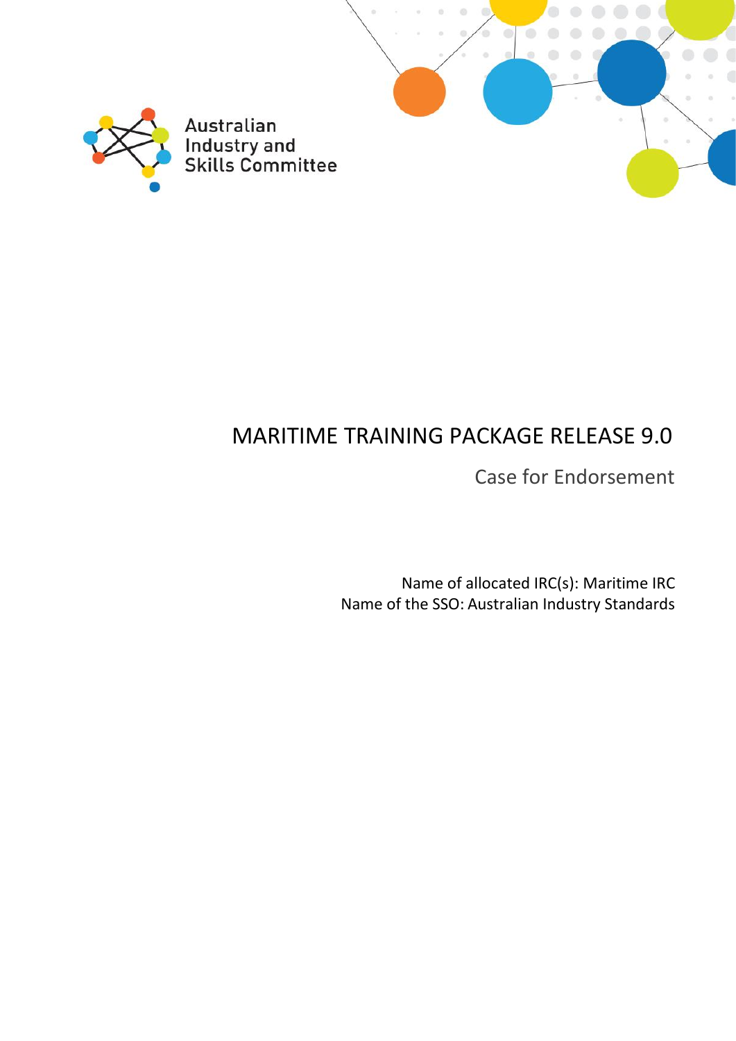Australian Industry and Skills Committee

# MARITIME TRAINING PACKAGE RELEASE 9.0

## Case for Endorsement

Name of allocated IRC(s): Maritime IRC

Name of the SSO: Australian Industry Standards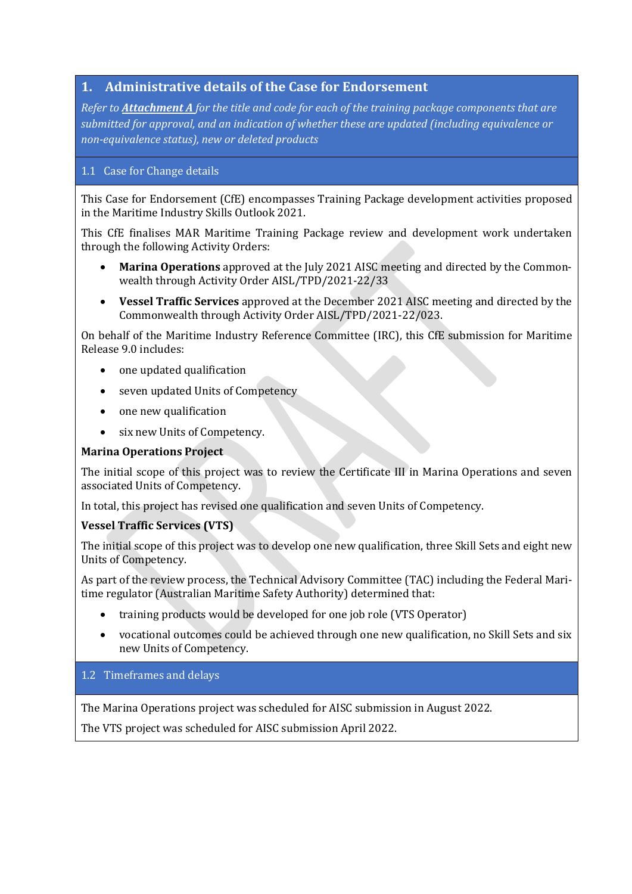## 1. Administrative details of the Case for Endorsement

*Refer to **Attachment A** for the title and code for each of the training package components that are submitted for approval, and an indication of whether these are updated (including equivalence or non-equivalence status), new or deleted products*

### 1.1 Case for Change details

This Case for Endorsement (CfE) encompasses Training Package development activities proposed in the Maritime Industry Skills Outlook 2021.

This CfE finalises MAR Maritime Training Package review and development work undertaken through the following Activity Orders:

- **Marina Operations** approved at the July 2021 AISC meeting and directed by the Commonwealth through Activity Order AISL/TPD/2021-22/33
- **Vessel Traffic Services** approved at the December 2021 AISC meeting and directed by the Commonwealth through Activity Order AISL/TPD/2021-22/023.

On behalf of the Maritime Industry Reference Committee (IRC), this CfE submission for Maritime Release 9.0 includes:

- one updated qualification
- seven updated Units of Competency
- one new qualification
- six new Units of Competency.

**Marina Operations Project**

The initial scope of this project was to review the Certificate III in Marina Operations and seven associated Units of Competency.

In total, this project has revised one qualification and seven Units of Competency.

**Vessel Traffic Services (VTS)**

The initial scope of this project was to develop one new qualification, three Skill Sets and eight new Units of Competency.

As part of the review process, the Technical Advisory Committee (TAC) including the Federal Maritime regulator (Australian Maritime Safety Authority) determined that:

- training products would be developed for one job role (VTS Operator)
- vocational outcomes could be achieved through one new qualification, no Skill Sets and six new Units of Competency.

### 1.2 Timeframes and delays

The Marina Operations project was scheduled for AISC submission in August 2022.

The VTS project was scheduled for AISC submission April 2022.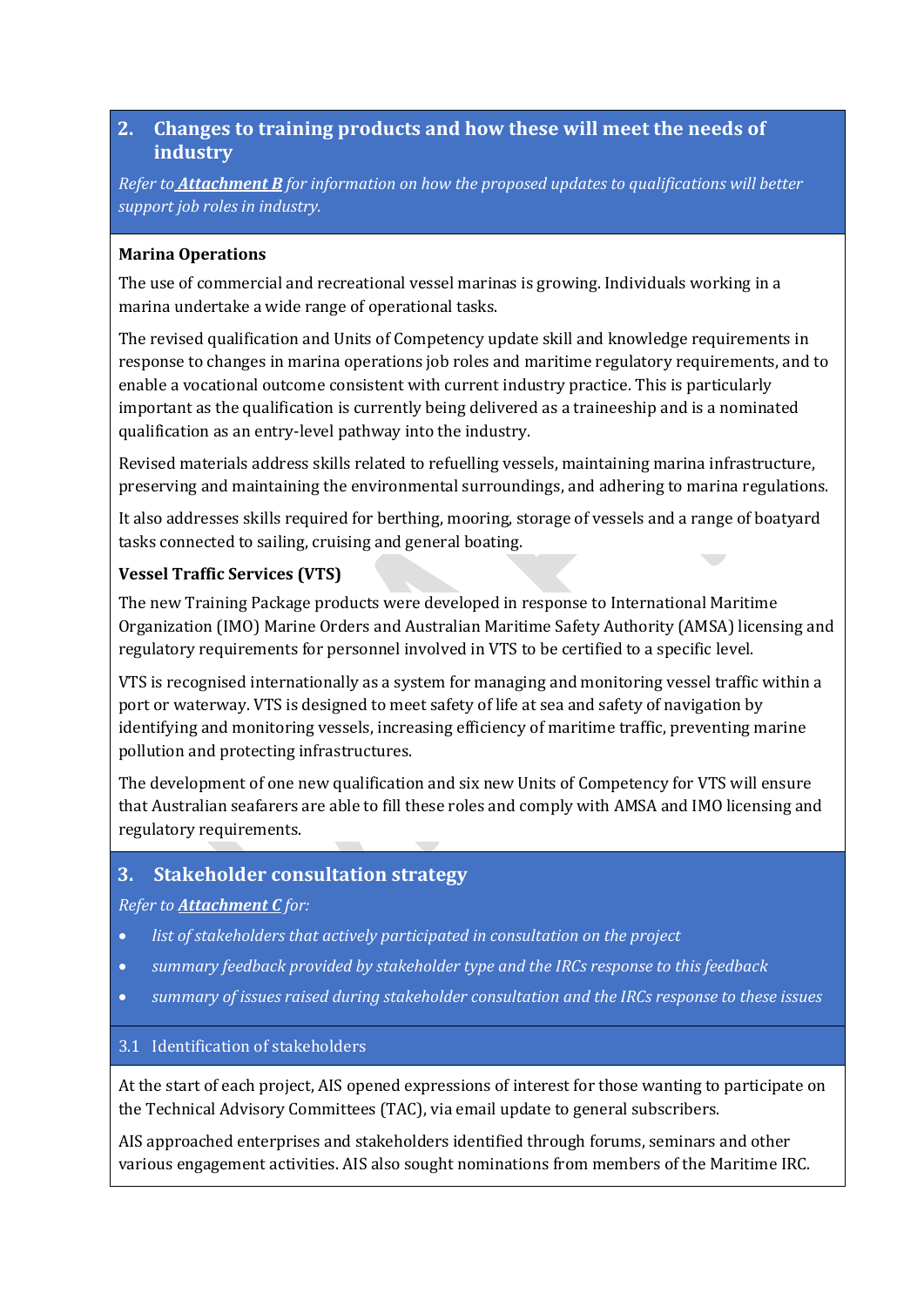## 2. Changes to training products and how these will meet the needs of industry

*Refer to **Attachment B** for information on how the proposed updates to qualifications will better support job roles in industry.*

**Marina Operations**

The use of commercial and recreational vessel marinas is growing. Individuals working in a marina undertake a wide range of operational tasks.

The revised qualification and Units of Competency update skill and knowledge requirements in response to changes in marina operations job roles and maritime regulatory requirements, and to enable a vocational outcome consistent with current industry practice. This is particularly important as the qualification is currently being delivered as a traineeship and is a nominated qualification as an entry-level pathway into the industry.

Revised materials address skills related to refuelling vessels, maintaining marina infrastructure, preserving and maintaining the environmental surroundings, and adhering to marina regulations.

It also addresses skills required for berthing, mooring, storage of vessels and a range of boatyard tasks connected to sailing, cruising and general boating.

**Vessel Traffic Services (VTS)**

The new Training Package products were developed in response to International Maritime Organization (IMO) Marine Orders and Australian Maritime Safety Authority (AMSA) licensing and regulatory requirements for personnel involved in VTS to be certified to a specific level.

VTS is recognised internationally as a system for managing and monitoring vessel traffic within a port or waterway. VTS is designed to meet safety of life at sea and safety of navigation by identifying and monitoring vessels, increasing efficiency of maritime traffic, preventing marine pollution and protecting infrastructures.

The development of one new qualification and six new Units of Competency for VTS will ensure that Australian seafarers are able to fill these roles and comply with AMSA and IMO licensing and regulatory requirements.

## 3. Stakeholder consultation strategy

*Refer to **Attachment C** for:*

- *list of stakeholders that actively participated in consultation on the project*
- *summary feedback provided by stakeholder type and the IRCs response to this feedback*
- *summary of issues raised during stakeholder consultation and the IRCs response to these issues*

### 3.1 Identification of stakeholders

At the start of each project, AIS opened expressions of interest for those wanting to participate on the Technical Advisory Committees (TAC), via email update to general subscribers.

AIS approached enterprises and stakeholders identified through forums, seminars and other various engagement activities. AIS also sought nominations from members of the Maritime IRC.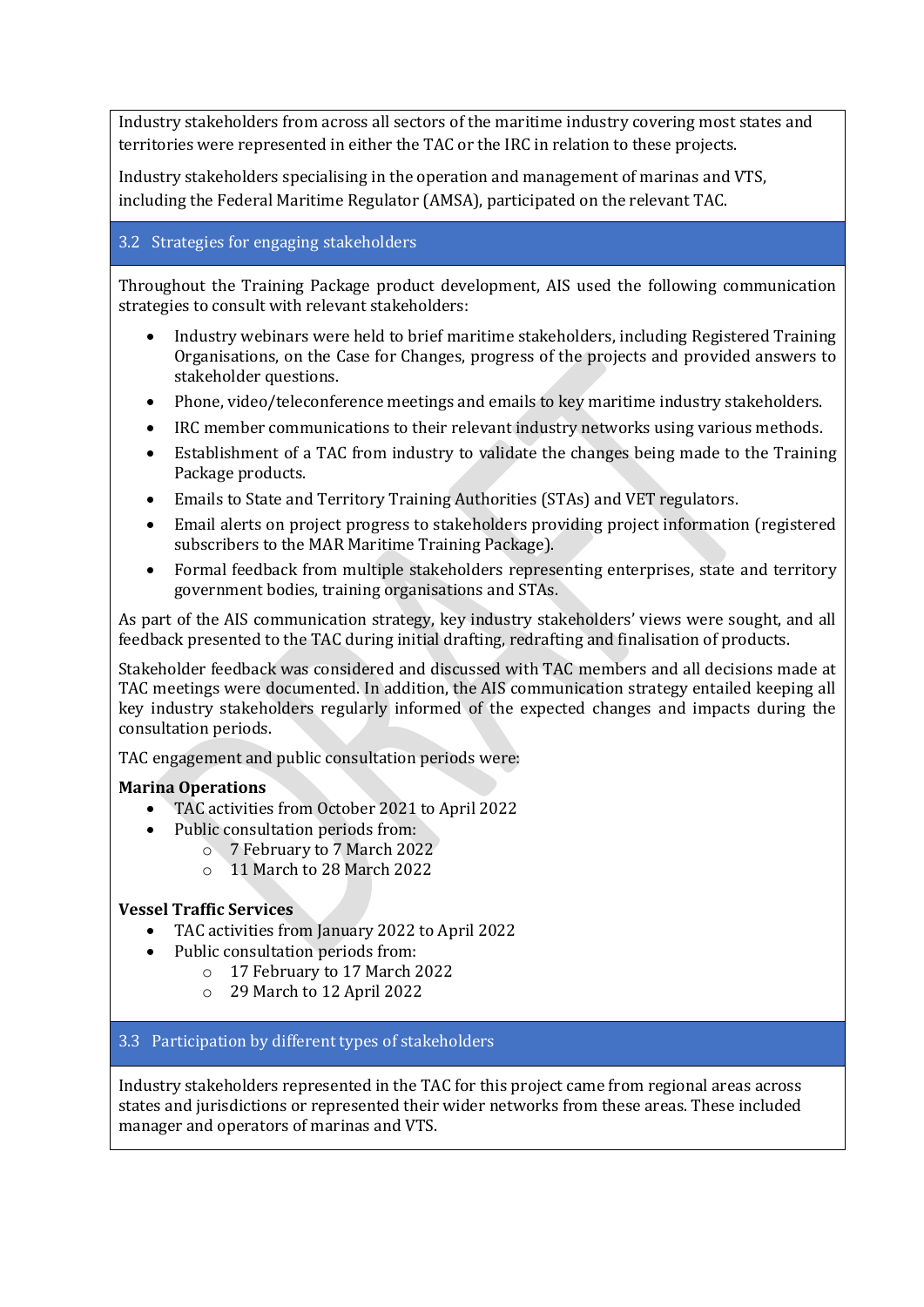Industry stakeholders from across all sectors of the maritime industry covering most states and territories were represented in either the TAC or the IRC in relation to these projects.

Industry stakeholders specialising in the operation and management of marinas and VTS, including the Federal Maritime Regulator (AMSA), participated on the relevant TAC.

## 3.2 Strategies for engaging stakeholders

Throughout the Training Package product development, AIS used the following communication strategies to consult with relevant stakeholders:

- Industry webinars were held to brief maritime stakeholders, including Registered Training Organisations, on the Case for Changes, progress of the projects and provided answers to stakeholder questions.
- Phone, video/teleconference meetings and emails to key maritime industry stakeholders.
- IRC member communications to their relevant industry networks using various methods.
- Establishment of a TAC from industry to validate the changes being made to the Training Package products.
- Emails to State and Territory Training Authorities (STAs) and VET regulators.
- Email alerts on project progress to stakeholders providing project information (registered subscribers to the MAR Maritime Training Package).
- Formal feedback from multiple stakeholders representing enterprises, state and territory government bodies, training organisations and STAs.

As part of the AIS communication strategy, key industry stakeholders' views were sought, and all feedback presented to the TAC during initial drafting, redrafting and finalisation of products.

Stakeholder feedback was considered and discussed with TAC members and all decisions made at TAC meetings were documented. In addition, the AIS communication strategy entailed keeping all key industry stakeholders regularly informed of the expected changes and impacts during the consultation periods.

TAC engagement and public consultation periods were:

**Marina Operations**

- TAC activities from October 2021 to April 2022
- Public consultation periods from:
  - 7 February to 7 March 2022
  - 11 March to 28 March 2022

**Vessel Traffic Services**

- TAC activities from January 2022 to April 2022
- Public consultation periods from:
  - 17 February to 17 March 2022
  - 29 March to 12 April 2022

## 3.3 Participation by different types of stakeholders

Industry stakeholders represented in the TAC for this project came from regional areas across states and jurisdictions or represented their wider networks from these areas. These included manager and operators of marinas and VTS.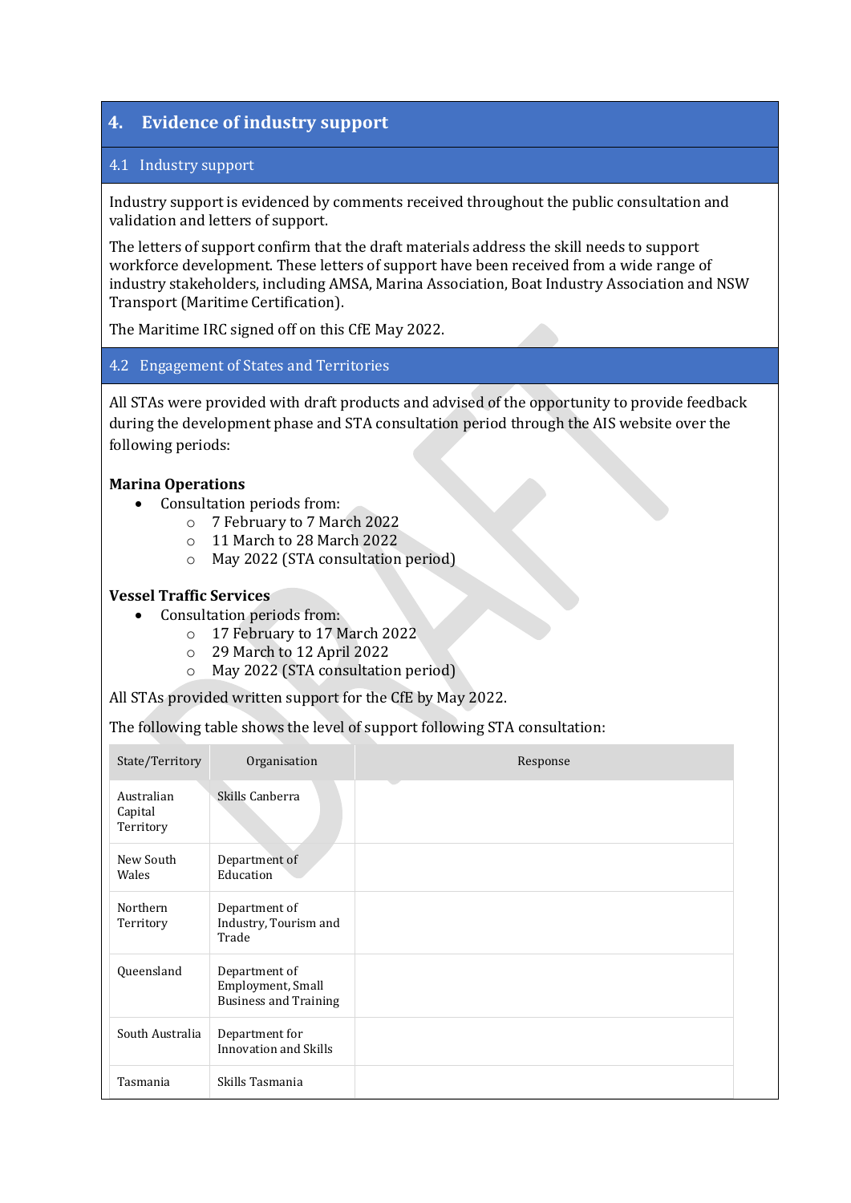## 4. Evidence of industry support

### 4.1 Industry support

Industry support is evidenced by comments received throughout the public consultation and validation and letters of support.

The letters of support confirm that the draft materials address the skill needs to support workforce development. These letters of support have been received from a wide range of industry stakeholders, including AMSA, Marina Association, Boat Industry Association and NSW Transport (Maritime Certification).

The Maritime IRC signed off on this CfE May 2022.

### 4.2 Engagement of States and Territories

All STAs were provided with draft products and advised of the opportunity to provide feedback during the development phase and STA consultation period through the AIS website over the following periods:

**Marina Operations**

- Consultation periods from:
  - 7 February to 7 March 2022
  - 11 March to 28 March 2022
  - May 2022 (STA consultation period)

**Vessel Traffic Services**

- Consultation periods from:
  - 17 February to 17 March 2022
  - 29 March to 12 April 2022
  - May 2022 (STA consultation period)

All STAs provided written support for the CfE by May 2022.

The following table shows the level of support following STA consultation:

| State/Territory | Organisation | Response |
|---|---|---|
| Australian Capital Territory | Skills Canberra | |
| New South Wales | Department of Education | |
| Northern Territory | Department of Industry, Tourism and Trade | |
| Queensland | Department of Employment, Small Business and Training | |
| South Australia | Department for Innovation and Skills | |
| Tasmania | Skills Tasmania | |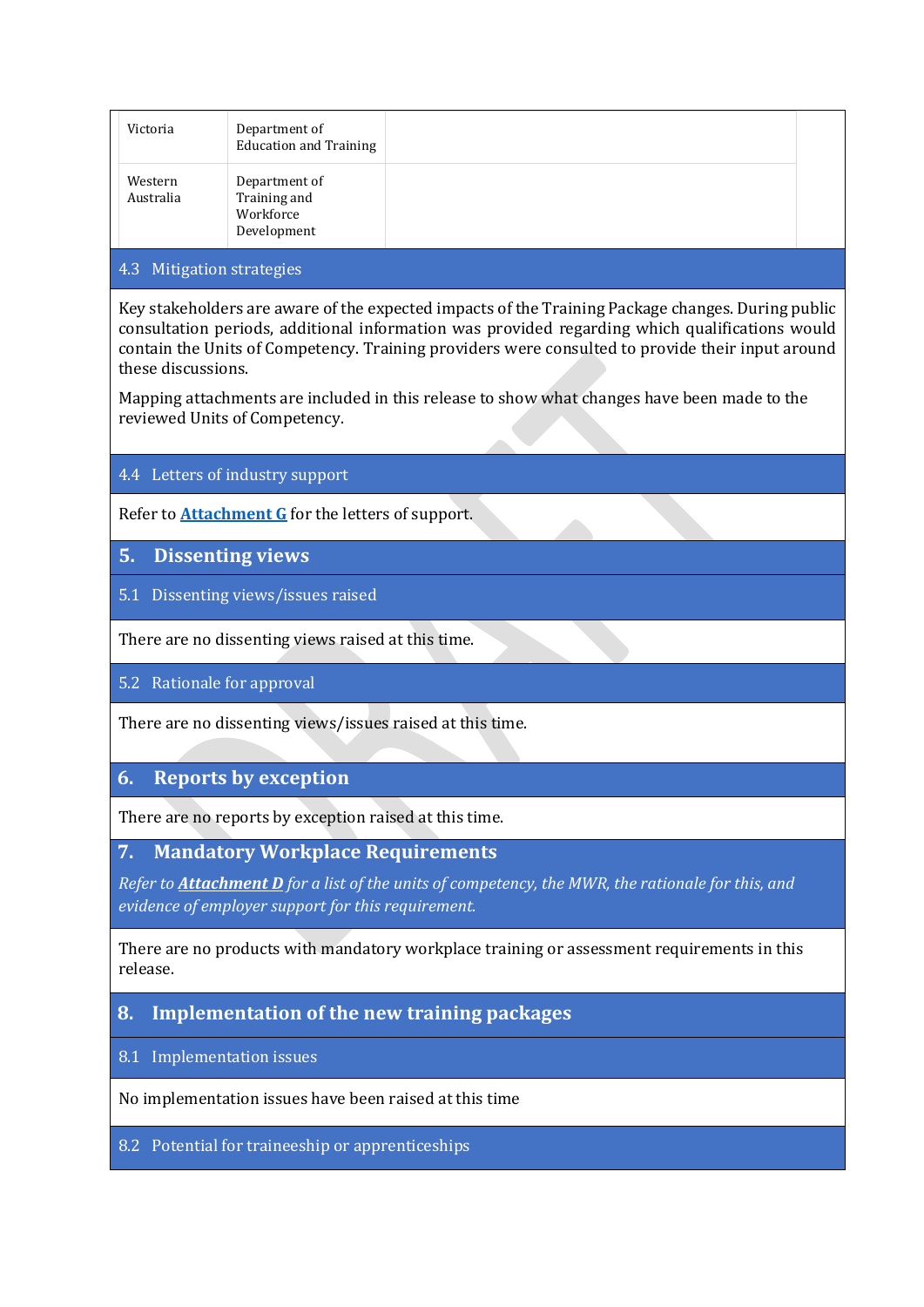| | | | |
|---|---|---|---|
| Victoria | Department of Education and Training | | |
| Western Australia | Department of Training and Workforce Development | | |

### 4.3 Mitigation strategies

Key stakeholders are aware of the expected impacts of the Training Package changes. During public consultation periods, additional information was provided regarding which qualifications would contain the Units of Competency. Training providers were consulted to provide their input around these discussions.

Mapping attachments are included in this release to show what changes have been made to the reviewed Units of Competency.

### 4.4 Letters of industry support

Refer to **Attachment G** for the letters of support.

## 5. Dissenting views

### 5.1 Dissenting views/issues raised

There are no dissenting views raised at this time.

### 5.2 Rationale for approval

There are no dissenting views/issues raised at this time.

## 6. Reports by exception

There are no reports by exception raised at this time.

## 7. Mandatory Workplace Requirements

*Refer to **Attachment D** for a list of the units of competency, the MWR, the rationale for this, and evidence of employer support for this requirement.*

There are no products with mandatory workplace training or assessment requirements in this release.

## 8. Implementation of the new training packages

### 8.1 Implementation issues

No implementation issues have been raised at this time

### 8.2 Potential for traineeship or apprenticeships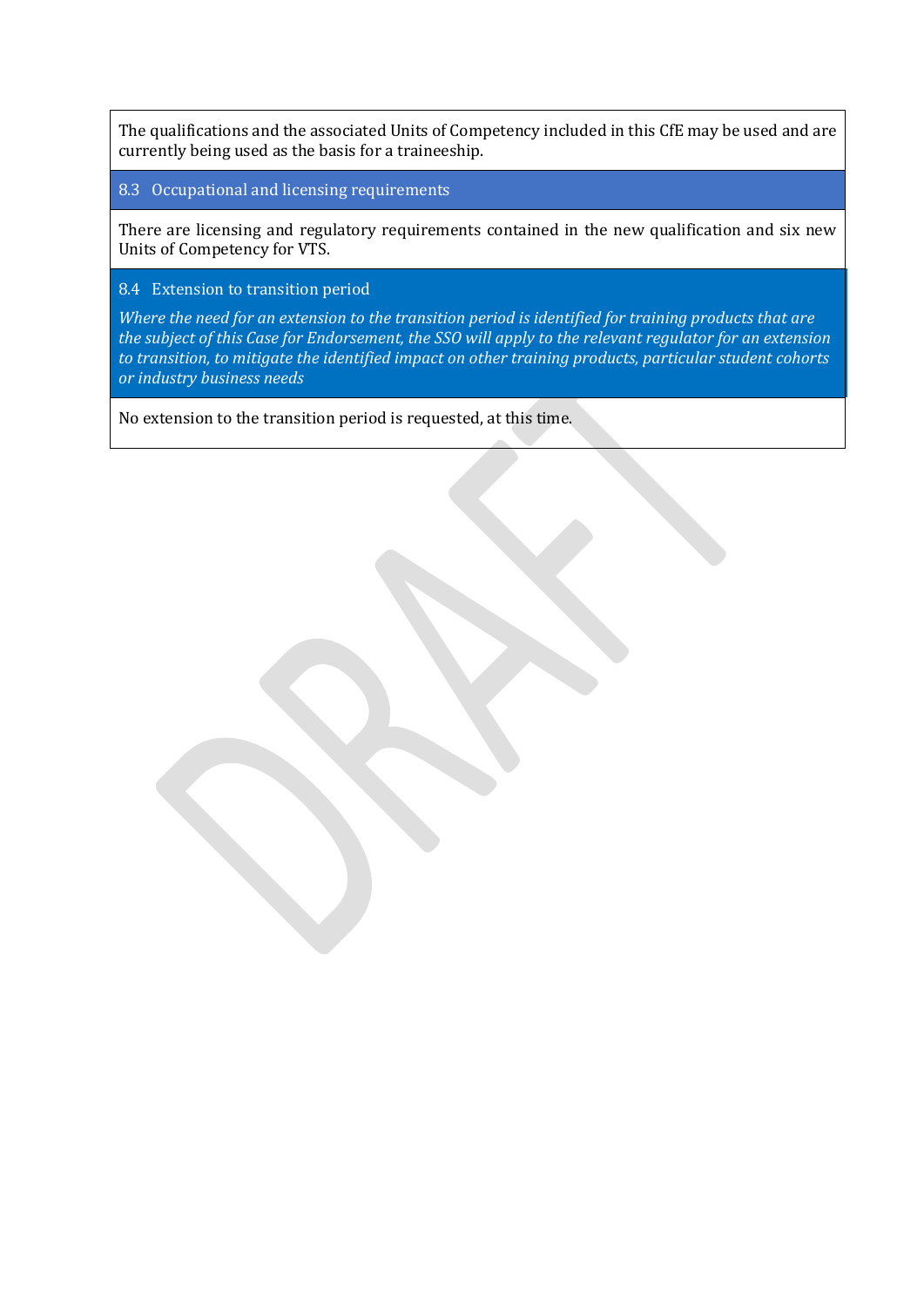The qualifications and the associated Units of Competency included in this CfE may be used and are currently being used as the basis for a traineeship.

### 8.3 Occupational and licensing requirements

There are licensing and regulatory requirements contained in the new qualification and six new Units of Competency for VTS.

### 8.4 Extension to transition period

*Where the need for an extension to the transition period is identified for training products that are the subject of this Case for Endorsement, the SSO will apply to the relevant regulator for an extension to transition, to mitigate the identified impact on other training products, particular student cohorts or industry business needs*

No extension to the transition period is requested, at this time.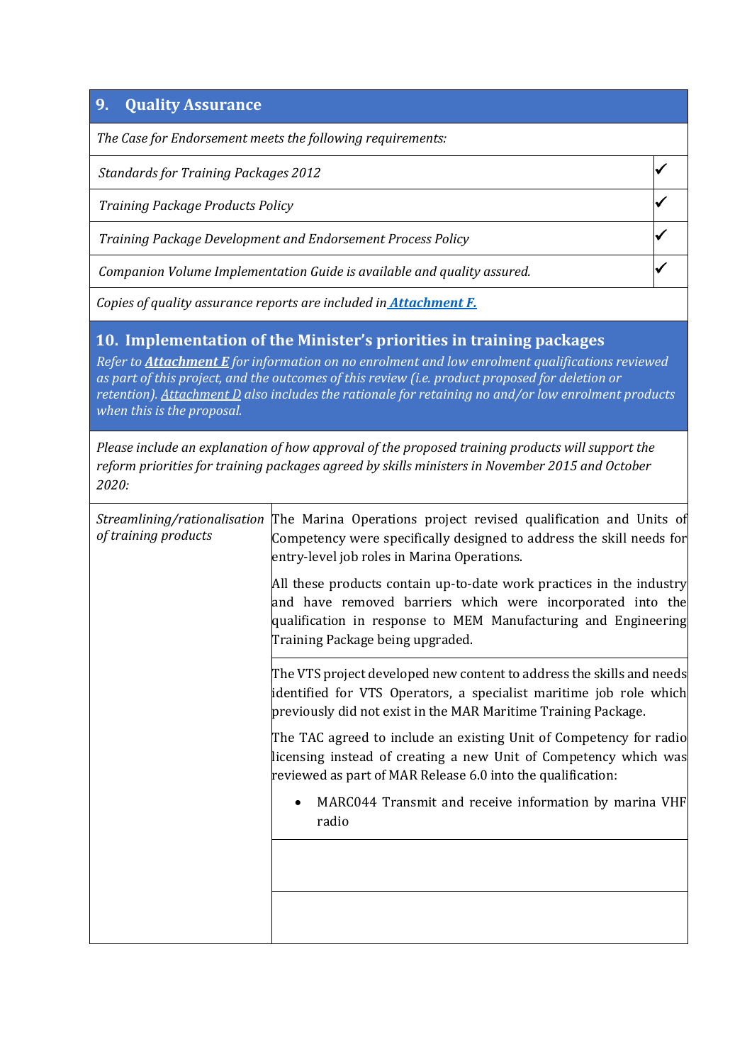## 9. Quality Assurance

| | |
|---|---|
| *The Case for Endorsement meets the following requirements:* | |
| *Standards for Training Packages 2012* | ✓ |
| *Training Package Products Policy* | ✓ |
| *Training Package Development and Endorsement Process Policy* | ✓ |
| *Companion Volume Implementation Guide is available and quality assured.* | ✓ |
| *Copies of quality assurance reports are included in* ***Attachment F.*** | |

## 10. Implementation of the Minister's priorities in training packages

*Refer to* ***Attachment E*** *for information on no enrolment and low enrolment qualifications reviewed as part of this project, and the outcomes of this review (i.e. product proposed for deletion or retention). Attachment D also includes the rationale for retaining no and/or low enrolment products when this is the proposal.*

*Please include an explanation of how approval of the proposed training products will support the reform priorities for training packages agreed by skills ministers in November 2015 and October 2020:*

| | |
|---|---|
| *Streamlining/rationalisation of training products* | The Marina Operations project revised qualification and Units of Competency were specifically designed to address the skill needs for entry-level job roles in Marina Operations.<br><br>All these products contain up-to-date work practices in the industry and have removed barriers which were incorporated into the qualification in response to MEM Manufacturing and Engineering Training Package being upgraded. |
| | The VTS project developed new content to address the skills and needs identified for VTS Operators, a specialist maritime job role which previously did not exist in the MAR Maritime Training Package.<br><br>The TAC agreed to include an existing Unit of Competency for radio licensing instead of creating a new Unit of Competency which was reviewed as part of MAR Release 6.0 into the qualification:<br><br>• MARC044 Transmit and receive information by marina VHF radio |
| | |
| | |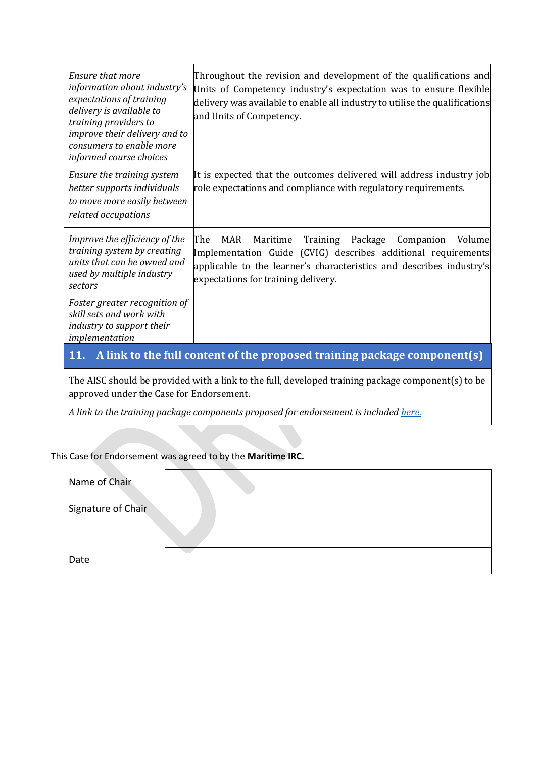| | |
|---|---|
| *Ensure that more information about industry's expectations of training delivery is available to training providers to improve their delivery and to consumers to enable more informed course choices* | Throughout the revision and development of the qualifications and Units of Competency industry's expectation was to ensure flexible delivery was available to enable all industry to utilise the qualifications and Units of Competency. |
| *Ensure the training system better supports individuals to move more easily between related occupations* | It is expected that the outcomes delivered will address industry job role expectations and compliance with regulatory requirements. |
| *Improve the efficiency of the training system by creating units that can be owned and used by multiple industry sectors*<br><br>*Foster greater recognition of skill sets and work with industry to support their implementation* | The MAR Maritime Training Package Companion Volume Implementation Guide (CVIG) describes additional requirements applicable to the learner's characteristics and describes industry's expectations for training delivery. |

## 11. A link to the full content of the proposed training package component(s)

The AISC should be provided with a link to the full, developed training package component(s) to be approved under the Case for Endorsement.

*A link to the training package components proposed for endorsement is included* [here.]()

This Case for Endorsement was agreed to by the **Maritime IRC.**

| | |
|---|---|
| Name of Chair | |
| Signature of Chair | |
| Date | |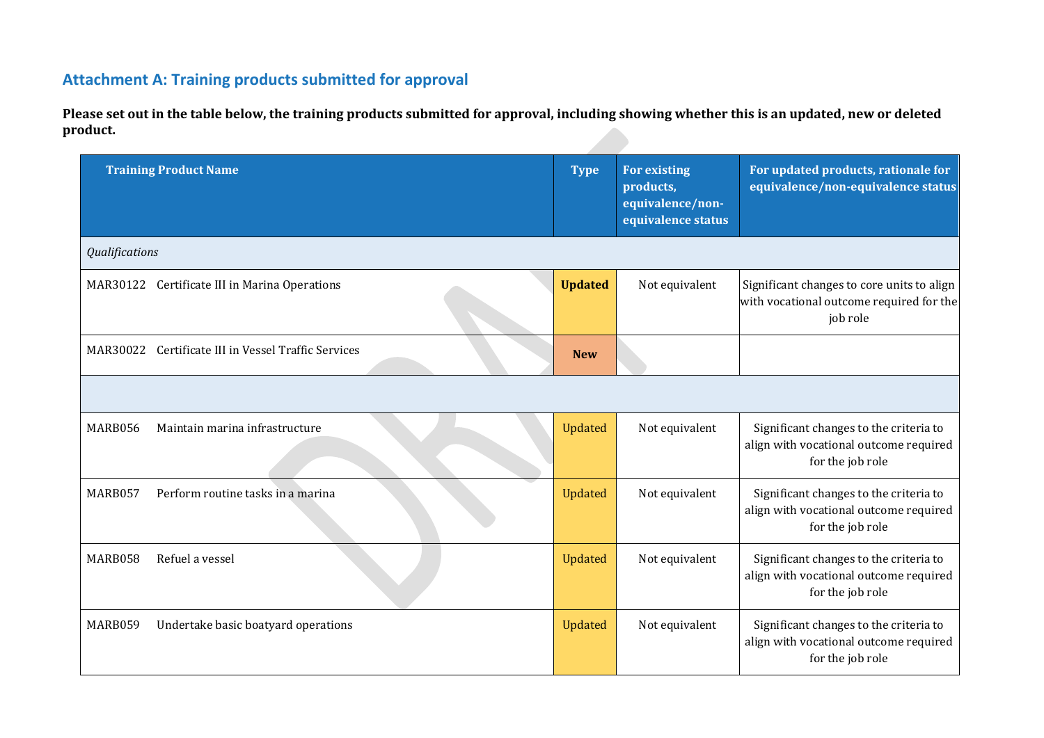## Attachment A: Training products submitted for approval

**Please set out in the table below, the training products submitted for approval, including showing whether this is an updated, new or deleted product.**

| Training Product Name | Type | For existing products, equivalence/non-equivalence status | For updated products, rationale for equivalence/non-equivalence status |
|---|---|---|---|
| *Qualifications* | | | |
| MAR30122 Certificate III in Marina Operations | **Updated** | Not equivalent | Significant changes to core units to align with vocational outcome required for the job role |
| MAR30022 Certificate III in Vessel Traffic Services | **New** | | |
| | | | |
| MARB056 Maintain marina infrastructure | Updated | Not equivalent | Significant changes to the criteria to align with vocational outcome required for the job role |
| MARB057 Perform routine tasks in a marina | Updated | Not equivalent | Significant changes to the criteria to align with vocational outcome required for the job role |
| MARB058 Refuel a vessel | Updated | Not equivalent | Significant changes to the criteria to align with vocational outcome required for the job role |
| MARB059 Undertake basic boatyard operations | Updated | Not equivalent | Significant changes to the criteria to align with vocational outcome required for the job role |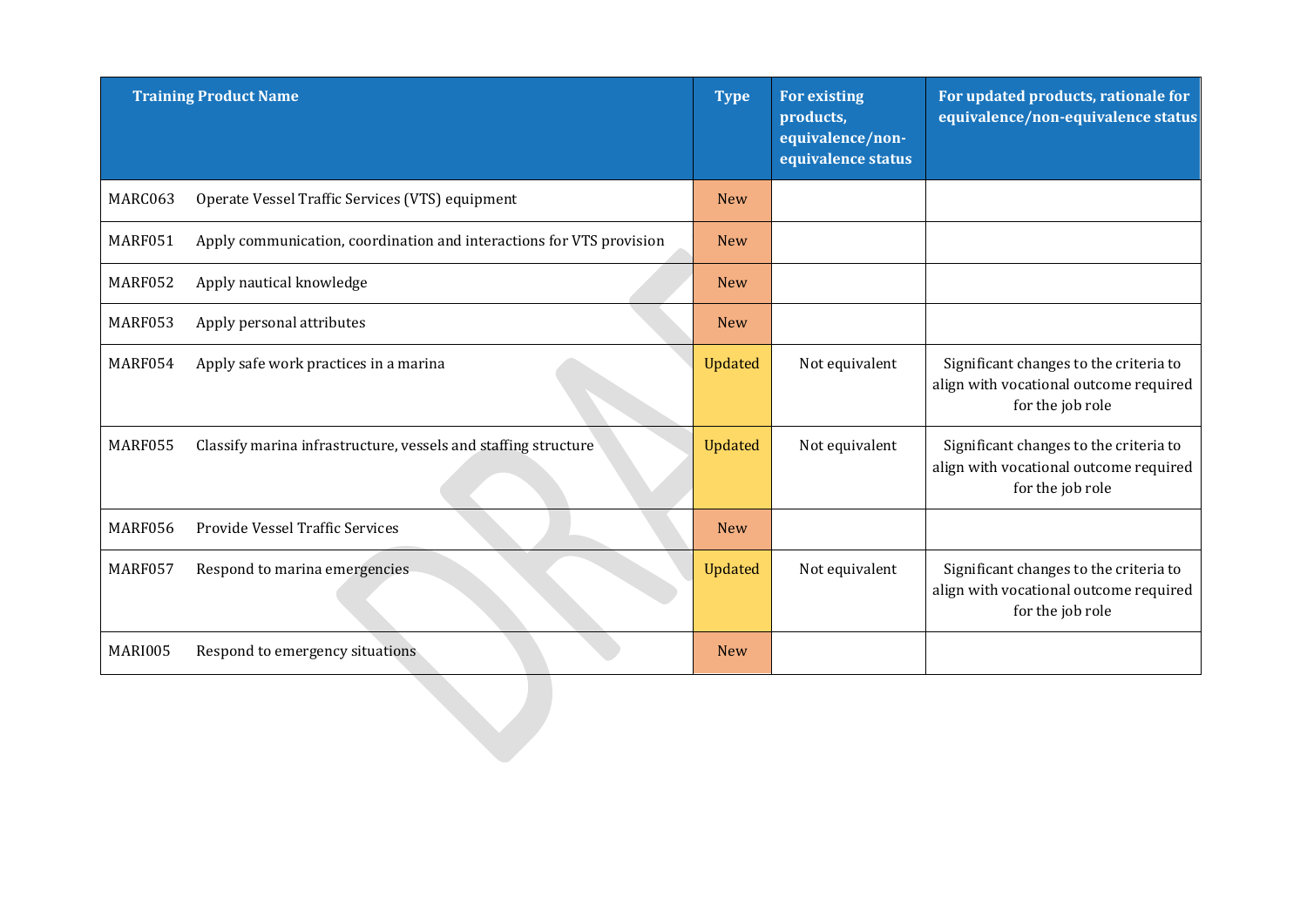| Training Product Name | | Type | For existing products, equivalence/non-equivalence status | For updated products, rationale for equivalence/non-equivalence status |
|---|---|---|---|---|
| MARC063 | Operate Vessel Traffic Services (VTS) equipment | New | | |
| MARF051 | Apply communication, coordination and interactions for VTS provision | New | | |
| MARF052 | Apply nautical knowledge | New | | |
| MARF053 | Apply personal attributes | New | | |
| MARF054 | Apply safe work practices in a marina | Updated | Not equivalent | Significant changes to the criteria to align with vocational outcome required for the job role |
| MARF055 | Classify marina infrastructure, vessels and staffing structure | Updated | Not equivalent | Significant changes to the criteria to align with vocational outcome required for the job role |
| MARF056 | Provide Vessel Traffic Services | New | | |
| MARF057 | Respond to marina emergencies | Updated | Not equivalent | Significant changes to the criteria to align with vocational outcome required for the job role |
| MARI005 | Respond to emergency situations | New | | |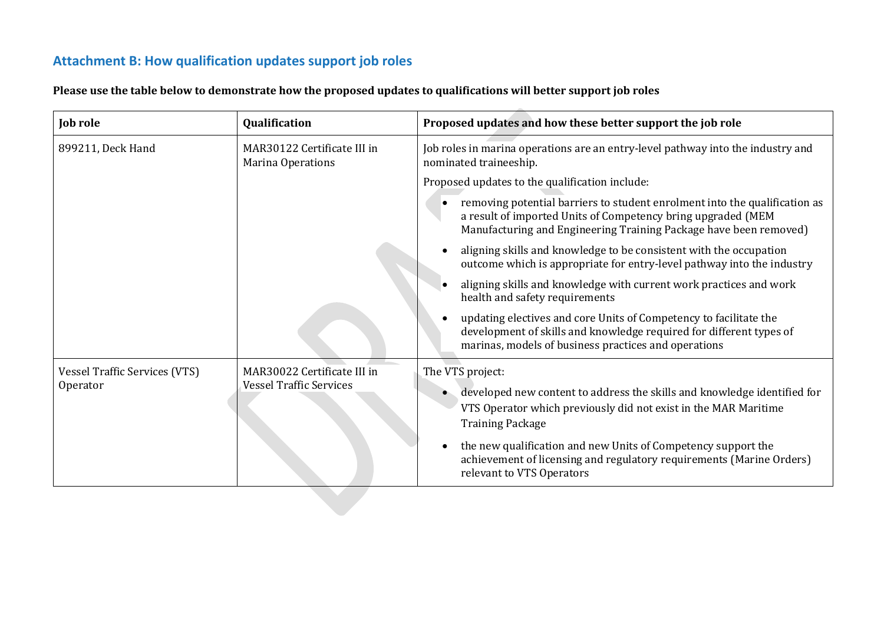## Attachment B: How qualification updates support job roles

**Please use the table below to demonstrate how the proposed updates to qualifications will better support job roles**

| Job role | Qualification | Proposed updates and how these better support the job role |
|---|---|---|
| 899211, Deck Hand | MAR30122 Certificate III in Marina Operations | Job roles in marina operations are an entry-level pathway into the industry and nominated traineeship.<br>Proposed updates to the qualification include:<br>• removing potential barriers to student enrolment into the qualification as a result of imported Units of Competency bring upgraded (MEM Manufacturing and Engineering Training Package have been removed)<br>• aligning skills and knowledge to be consistent with the occupation outcome which is appropriate for entry-level pathway into the industry<br>• aligning skills and knowledge with current work practices and work health and safety requirements<br>• updating electives and core Units of Competency to facilitate the development of skills and knowledge required for different types of marinas, models of business practices and operations |
| Vessel Traffic Services (VTS) Operator | MAR30022 Certificate III in Vessel Traffic Services | The VTS project:<br>• developed new content to address the skills and knowledge identified for VTS Operator which previously did not exist in the MAR Maritime Training Package<br>• the new qualification and new Units of Competency support the achievement of licensing and regulatory requirements (Marine Orders) relevant to VTS Operators |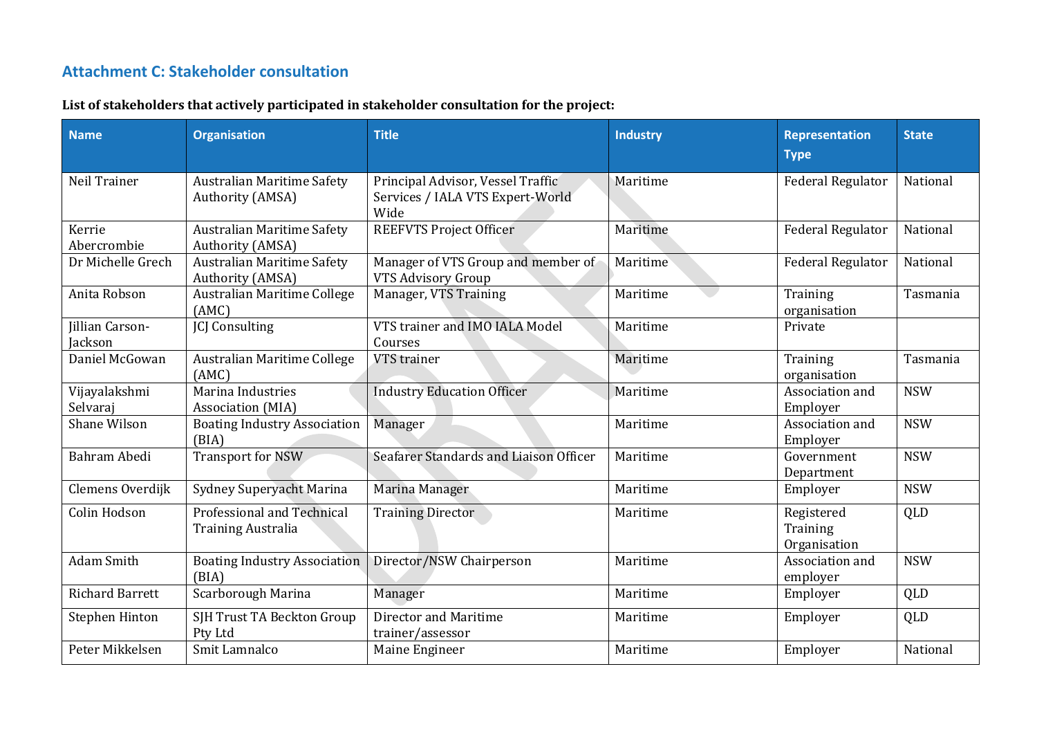## Attachment C: Stakeholder consultation

**List of stakeholders that actively participated in stakeholder consultation for the project:**

| Name | Organisation | Title | Industry | Representation Type | State |
|---|---|---|---|---|---|
| Neil Trainer | Australian Maritime Safety Authority (AMSA) | Principal Advisor, Vessel Traffic Services / IALA VTS Expert-World Wide | Maritime | Federal Regulator | National |
| Kerrie Abercrombie | Australian Maritime Safety Authority (AMSA) | REEFVTS Project Officer | Maritime | Federal Regulator | National |
| Dr Michelle Grech | Australian Maritime Safety Authority (AMSA) | Manager of VTS Group and member of VTS Advisory Group | Maritime | Federal Regulator | National |
| Anita Robson | Australian Maritime College (AMC) | Manager, VTS Training | Maritime | Training organisation | Tasmania |
| Jillian Carson-Jackson | JCJ Consulting | VTS trainer and IMO IALA Model Courses | Maritime | Private | |
| Daniel McGowan | Australian Maritime College (AMC) | VTS trainer | Maritime | Training organisation | Tasmania |
| Vijayalakshmi Selvaraj | Marina Industries Association (MIA) | Industry Education Officer | Maritime | Association and Employer | NSW |
| Shane Wilson | Boating Industry Association (BIA) | Manager | Maritime | Association and Employer | NSW |
| Bahram Abedi | Transport for NSW | Seafarer Standards and Liaison Officer | Maritime | Government Department | NSW |
| Clemens Overdijk | Sydney Superyacht Marina | Marina Manager | Maritime | Employer | NSW |
| Colin Hodson | Professional and Technical Training Australia | Training Director | Maritime | Registered Training Organisation | QLD |
| Adam Smith | Boating Industry Association (BIA) | Director/NSW Chairperson | Maritime | Association and employer | NSW |
| Richard Barrett | Scarborough Marina | Manager | Maritime | Employer | QLD |
| Stephen Hinton | SJH Trust TA Beckton Group Pty Ltd | Director and Maritime trainer/assessor | Maritime | Employer | QLD |
| Peter Mikkelsen | Smit Lamnalco | Maine Engineer | Maritime | Employer | National |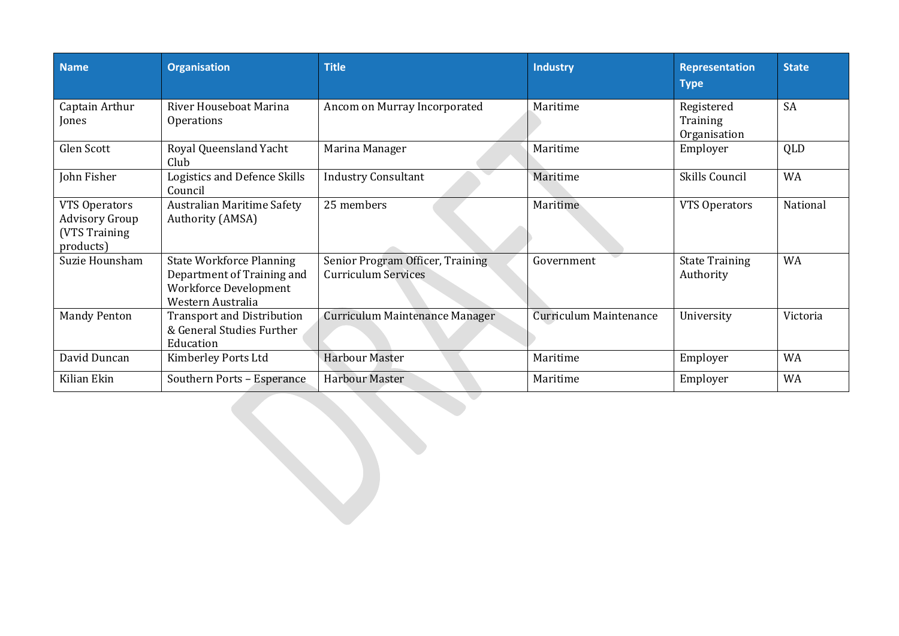| Name | Organisation | Title | Industry | Representation Type | State |
|---|---|---|---|---|---|
| Captain Arthur Jones | River Houseboat Marina Operations | Ancom on Murray Incorporated | Maritime | Registered Training Organisation | SA |
| Glen Scott | Royal Queensland Yacht Club | Marina Manager | Maritime | Employer | QLD |
| John Fisher | Logistics and Defence Skills Council | Industry Consultant | Maritime | Skills Council | WA |
| VTS Operators Advisory Group (VTS Training products) | Australian Maritime Safety Authority (AMSA) | 25 members | Maritime | VTS Operators | National |
| Suzie Hounsham | State Workforce Planning Department of Training and Workforce Development Western Australia | Senior Program Officer, Training Curriculum Services | Government | State Training Authority | WA |
| Mandy Penton | Transport and Distribution & General Studies Further Education | Curriculum Maintenance Manager | Curriculum Maintenance | University | Victoria |
| David Duncan | Kimberley Ports Ltd | Harbour Master | Maritime | Employer | WA |
| Kilian Ekin | Southern Ports – Esperance | Harbour Master | Maritime | Employer | WA |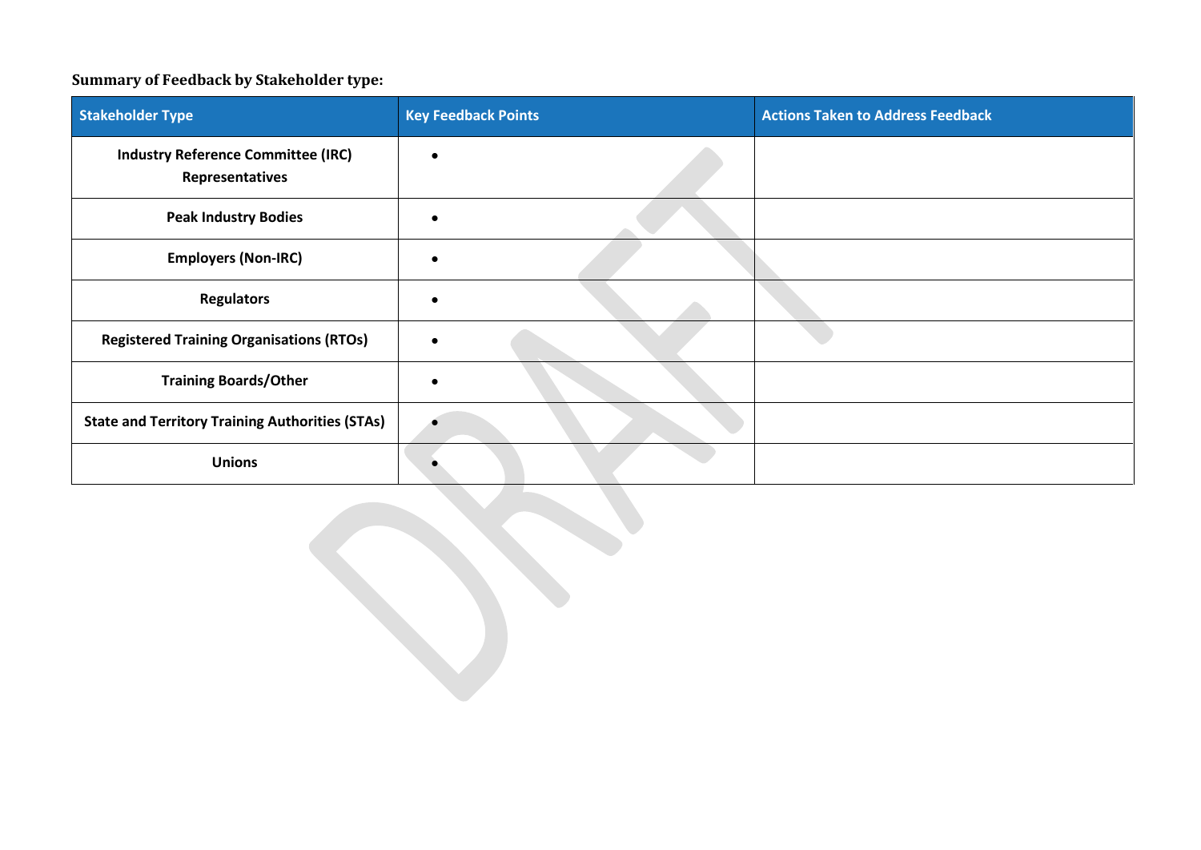**Summary of Feedback by Stakeholder type:**

| Stakeholder Type | Key Feedback Points | Actions Taken to Address Feedback |
|---|---|---|
| **Industry Reference Committee (IRC) Representatives** | • | |
| **Peak Industry Bodies** | • | |
| **Employers (Non-IRC)** | • | |
| **Regulators** | • | |
| **Registered Training Organisations (RTOs)** | • | |
| **Training Boards/Other** | • | |
| **State and Territory Training Authorities (STAs)** | • | |
| **Unions** | • | |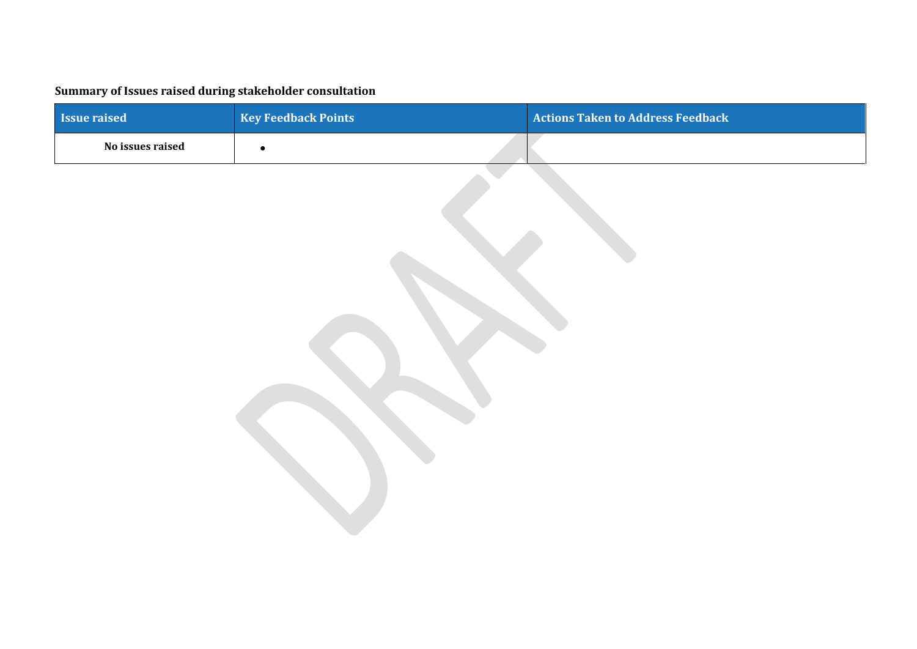**Summary of Issues raised during stakeholder consultation**

| Issue raised | Key Feedback Points | Actions Taken to Address Feedback |
|---|---|---|
| **No issues raised** | • | |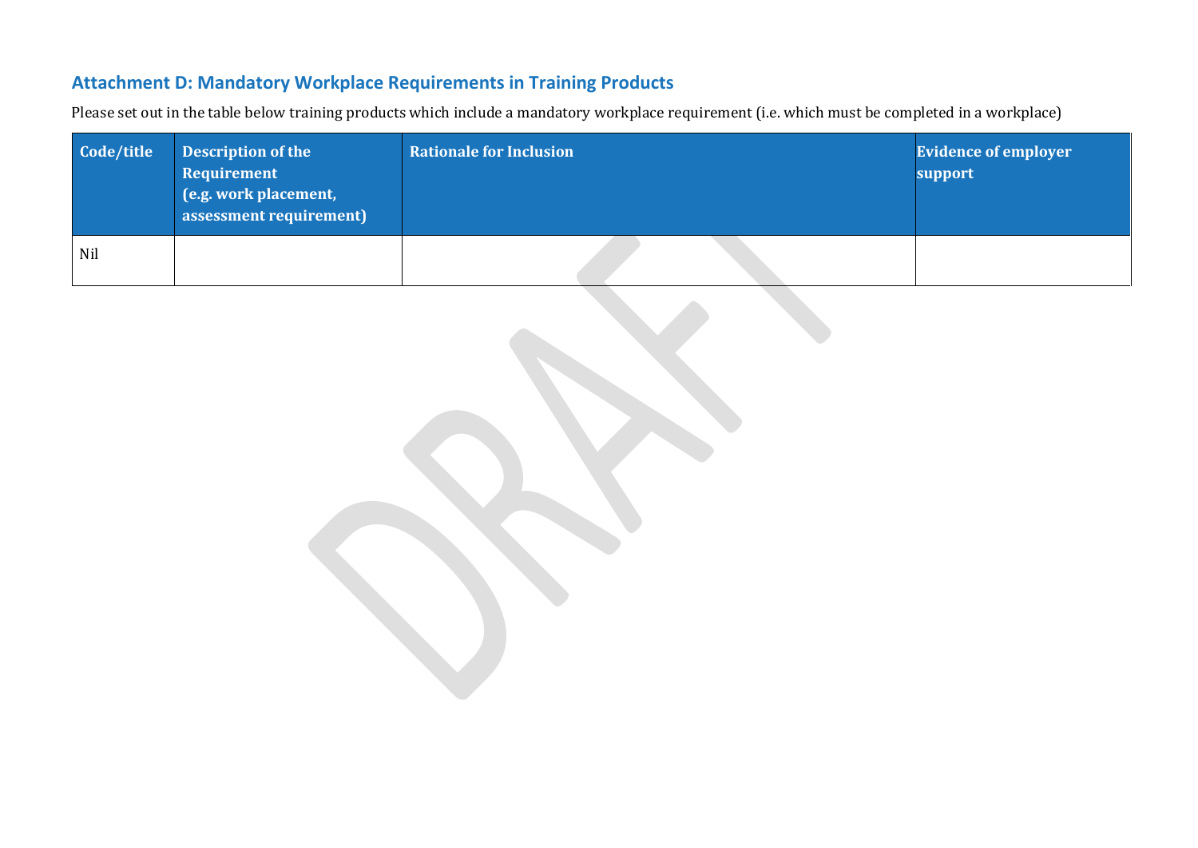## Attachment D: Mandatory Workplace Requirements in Training Products

Please set out in the table below training products which include a mandatory workplace requirement (i.e. which must be completed in a workplace)

| Code/title | Description of the Requirement (e.g. work placement, assessment requirement) | Rationale for Inclusion | Evidence of employer support |
|---|---|---|---|
| Nil | | | |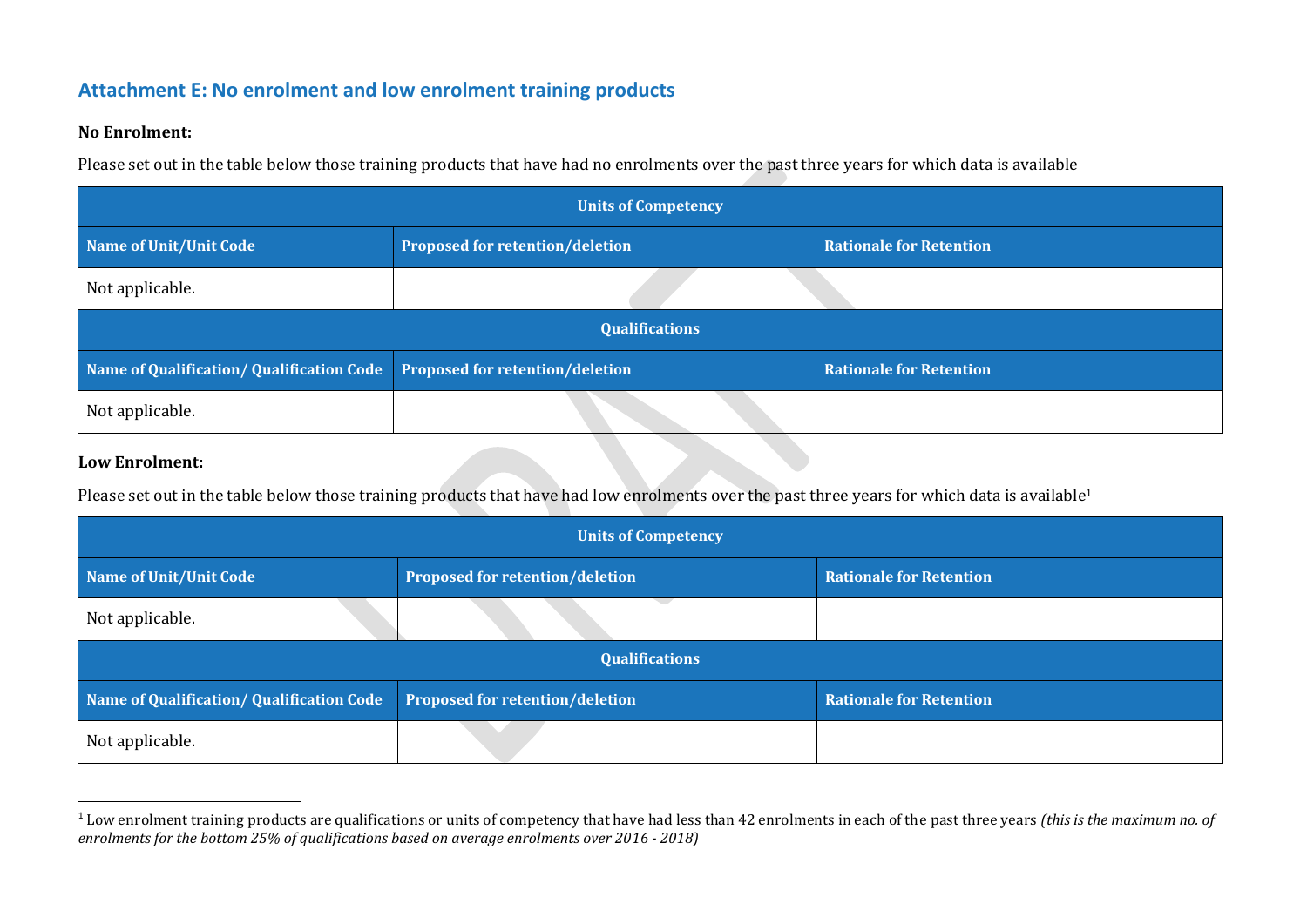## Attachment E: No enrolment and low enrolment training products

**No Enrolment:**

Please set out in the table below those training products that have had no enrolments over the past three years for which data is available

| Units of Competency | | |
|---|---|---|
| **Name of Unit/Unit Code** | **Proposed for retention/deletion** | **Rationale for Retention** |
| Not applicable. | | |
| **Qualifications** | | |
| **Name of Qualification/ Qualification Code** | **Proposed for retention/deletion** | **Rationale for Retention** |
| Not applicable. | | |

**Low Enrolment:**

Please set out in the table below those training products that have had low enrolments over the past three years for which data is available[1]

| Units of Competency | | |
|---|---|---|
| **Name of Unit/Unit Code** | **Proposed for retention/deletion** | **Rationale for Retention** |
| Not applicable. | | |
| **Qualifications** | | |
| **Name of Qualification/ Qualification Code** | **Proposed for retention/deletion** | **Rationale for Retention** |
| Not applicable. | | |

[1] Low enrolment training products are qualifications or units of competency that have had less than 42 enrolments in each of the past three years *(this is the maximum no. of enrolments for the bottom 25% of qualifications based on average enrolments over 2016 - 2018)*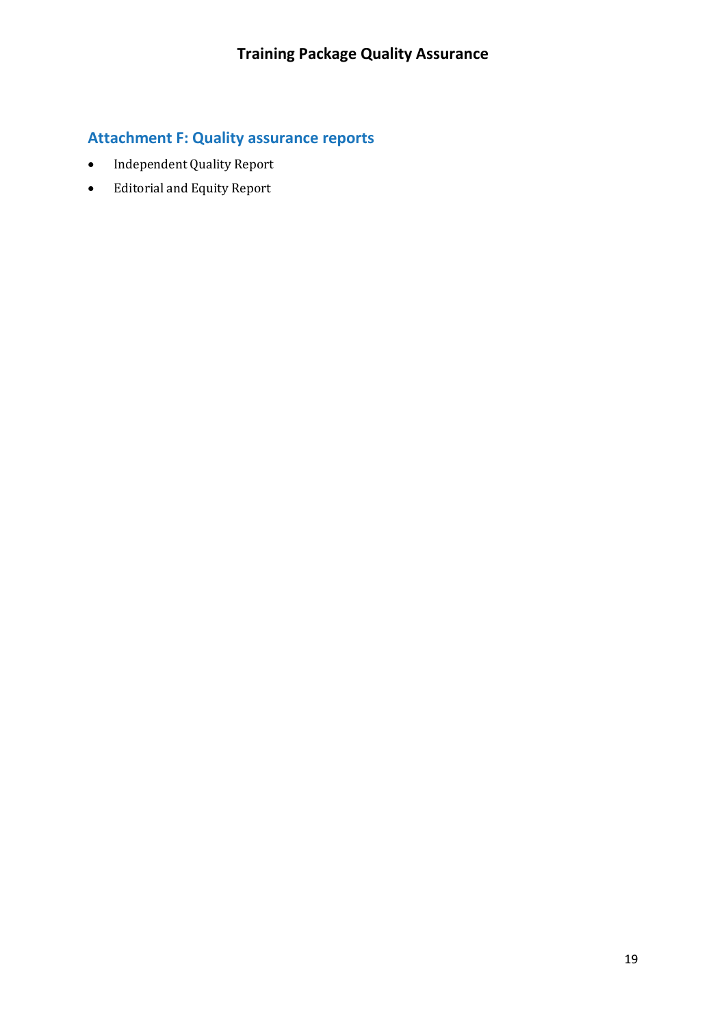## Attachment F: Quality assurance reports

- Independent Quality Report
- Editorial and Equity Report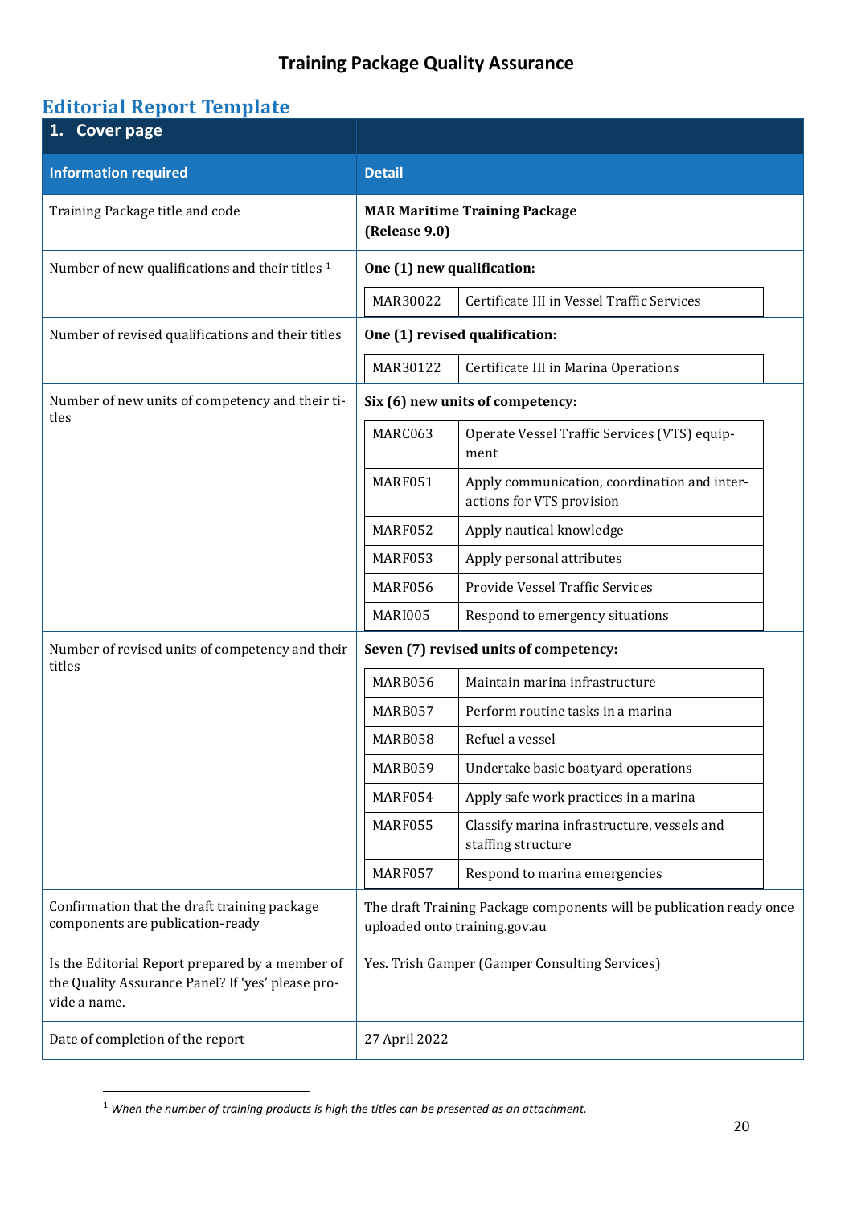## Training Package Quality Assurance

# Editorial Report Template

| 1. Cover page | |
|---|---|
| **Information required** | **Detail** |
| Training Package title and code | **MAR Maritime Training Package (Release 9.0)** |
| Number of new qualifications and their titles [1] | **One (1) new qualification:**<br>MAR30022 — Certificate III in Vessel Traffic Services |
| Number of revised qualifications and their titles | **One (1) revised qualification:**<br>MAR30122 — Certificate III in Marina Operations |
| Number of new units of competency and their titles | **Six (6) new units of competency:**<br>MARC063 — Operate Vessel Traffic Services (VTS) equipment<br>MARF051 — Apply communication, coordination and interactions for VTS provision<br>MARF052 — Apply nautical knowledge<br>MARF053 — Apply personal attributes<br>MARF056 — Provide Vessel Traffic Services<br>MARI005 — Respond to emergency situations |
| Number of revised units of competency and their titles | **Seven (7) revised units of competency:**<br>MARB056 — Maintain marina infrastructure<br>MARB057 — Perform routine tasks in a marina<br>MARB058 — Refuel a vessel<br>MARB059 — Undertake basic boatyard operations<br>MARF054 — Apply safe work practices in a marina<br>MARF055 — Classify marina infrastructure, vessels and staffing structure<br>MARF057 — Respond to marina emergencies |
| Confirmation that the draft training package components are publication-ready | The draft Training Package components will be publication ready once uploaded onto training.gov.au |
| Is the Editorial Report prepared by a member of the Quality Assurance Panel? If 'yes' please provide a name. | Yes. Trish Gamper (Gamper Consulting Services) |
| Date of completion of the report | 27 April 2022 |

[1] *When the number of training products is high the titles can be presented as an attachment.*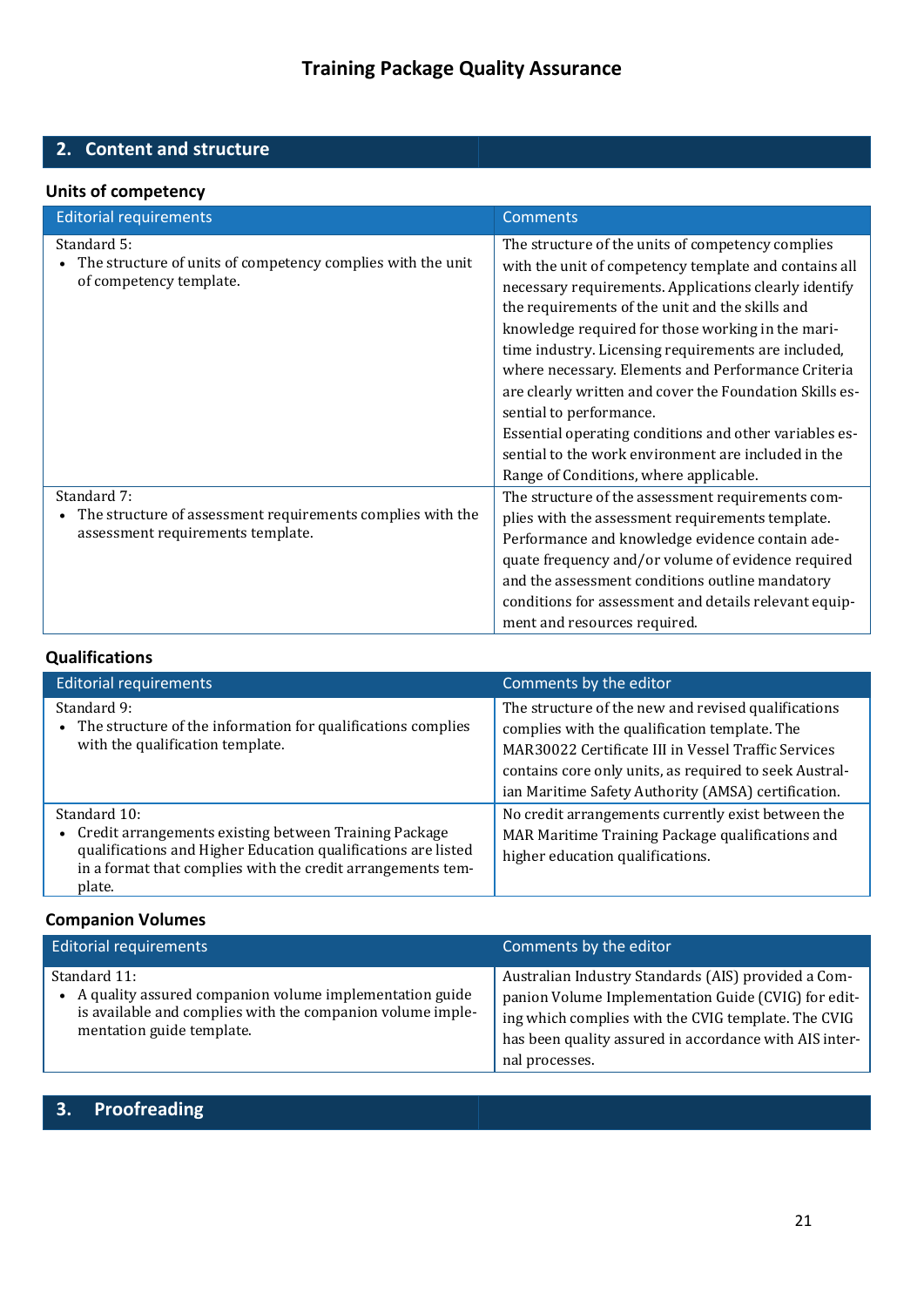## 2. Content and structure

### Units of competency

| Editorial requirements | Comments |
|---|---|
| Standard 5:<br>• The structure of units of competency complies with the unit of competency template. | The structure of the units of competency complies with the unit of competency template and contains all necessary requirements. Applications clearly identify the requirements of the unit and the skills and knowledge required for those working in the maritime industry. Licensing requirements are included, where necessary. Elements and Performance Criteria are clearly written and cover the Foundation Skills essential to performance.<br>Essential operating conditions and other variables essential to the work environment are included in the Range of Conditions, where applicable. |
| Standard 7:<br>• The structure of assessment requirements complies with the assessment requirements template. | The structure of the assessment requirements complies with the assessment requirements template. Performance and knowledge evidence contain adequate frequency and/or volume of evidence required and the assessment conditions outline mandatory conditions for assessment and details relevant equipment and resources required. |

### Qualifications

| Editorial requirements | Comments by the editor |
|---|---|
| Standard 9:<br>• The structure of the information for qualifications complies with the qualification template. | The structure of the new and revised qualifications complies with the qualification template. The MAR30022 Certificate III in Vessel Traffic Services contains core only units, as required to seek Australian Maritime Safety Authority (AMSA) certification. |
| Standard 10:<br>• Credit arrangements existing between Training Package qualifications and Higher Education qualifications are listed in a format that complies with the credit arrangements template. | No credit arrangements currently exist between the MAR Maritime Training Package qualifications and higher education qualifications. |

### Companion Volumes

| Editorial requirements | Comments by the editor |
|---|---|
| Standard 11:<br>• A quality assured companion volume implementation guide is available and complies with the companion volume implementation guide template. | Australian Industry Standards (AIS) provided a Companion Volume Implementation Guide (CVIG) for editing which complies with the CVIG template. The CVIG has been quality assured in accordance with AIS internal processes. |

## 3. Proofreading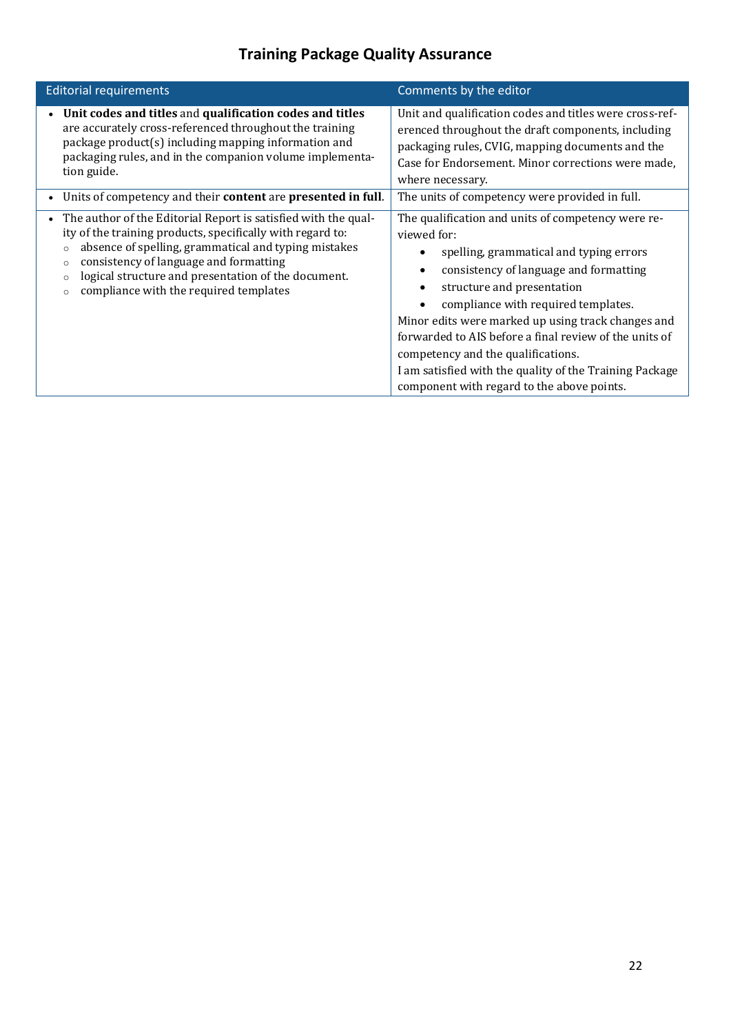## Training Package Quality Assurance

| Editorial requirements | Comments by the editor |
|---|---|
| • **Unit codes and titles** and **qualification codes and titles** are accurately cross-referenced throughout the training package product(s) including mapping information and packaging rules, and in the companion volume implementation guide. | Unit and qualification codes and titles were cross-referenced throughout the draft components, including packaging rules, CVIG, mapping documents and the Case for Endorsement. Minor corrections were made, where necessary. |
| • Units of competency and their **content** are **presented in full**. | The units of competency were provided in full. |
| • The author of the Editorial Report is satisfied with the quality of the training products, specifically with regard to:<br>○ absence of spelling, grammatical and typing mistakes<br>○ consistency of language and formatting<br>○ logical structure and presentation of the document.<br>○ compliance with the required templates | The qualification and units of competency were reviewed for:<br>• spelling, grammatical and typing errors<br>• consistency of language and formatting<br>• structure and presentation<br>• compliance with required templates.<br>Minor edits were marked up using track changes and forwarded to AIS before a final review of the units of competency and the qualifications.<br>I am satisfied with the quality of the Training Package component with regard to the above points. |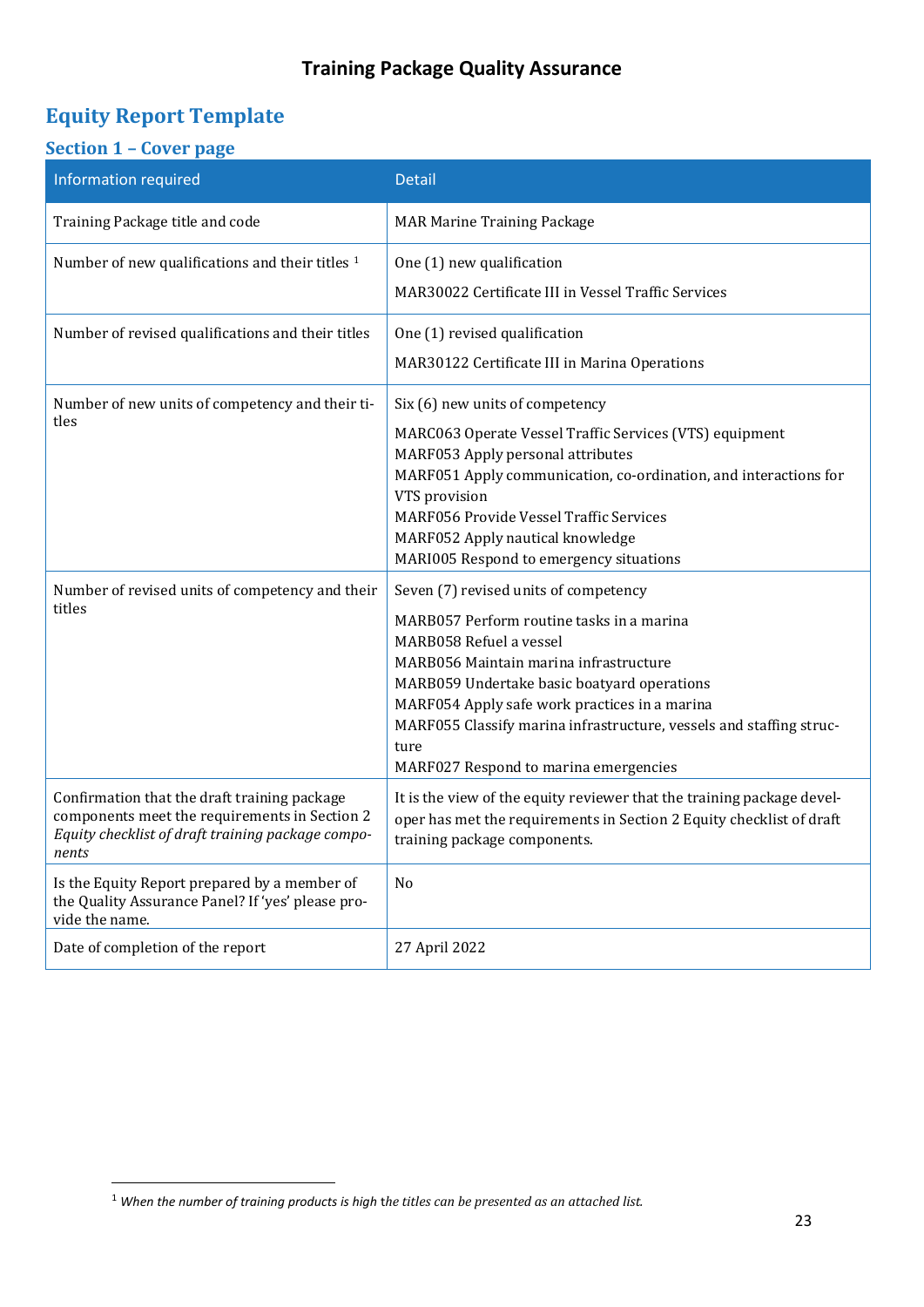**Training Package Quality Assurance**

# Equity Report Template

## Section 1 – Cover page

| Information required | Detail |
|---|---|
| Training Package title and code | MAR Marine Training Package |
| Number of new qualifications and their titles [1] | One (1) new qualification<br><br>MAR30022 Certificate III in Vessel Traffic Services |
| Number of revised qualifications and their titles | One (1) revised qualification<br><br>MAR30122 Certificate III in Marina Operations |
| Number of new units of competency and their titles | Six (6) new units of competency<br><br>MARC063 Operate Vessel Traffic Services (VTS) equipment<br>MARF053 Apply personal attributes<br>MARF051 Apply communication, co-ordination, and interactions for VTS provision<br>MARF056 Provide Vessel Traffic Services<br>MARF052 Apply nautical knowledge<br>MARI005 Respond to emergency situations |
| Number of revised units of competency and their titles | Seven (7) revised units of competency<br><br>MARB057 Perform routine tasks in a marina<br>MARB058 Refuel a vessel<br>MARB056 Maintain marina infrastructure<br>MARB059 Undertake basic boatyard operations<br>MARF054 Apply safe work practices in a marina<br>MARF055 Classify marina infrastructure, vessels and staffing structure<br>MARF027 Respond to marina emergencies |
| Confirmation that the draft training package components meet the requirements in Section 2 *Equity checklist of draft training package components* | It is the view of the equity reviewer that the training package developer has met the requirements in Section 2 Equity checklist of draft training package components. |
| Is the Equity Report prepared by a member of the Quality Assurance Panel? If 'yes' please provide the name. | No |
| Date of completion of the report | 27 April 2022 |

[1] *When the number of training products is high the titles can be presented as an attached list.*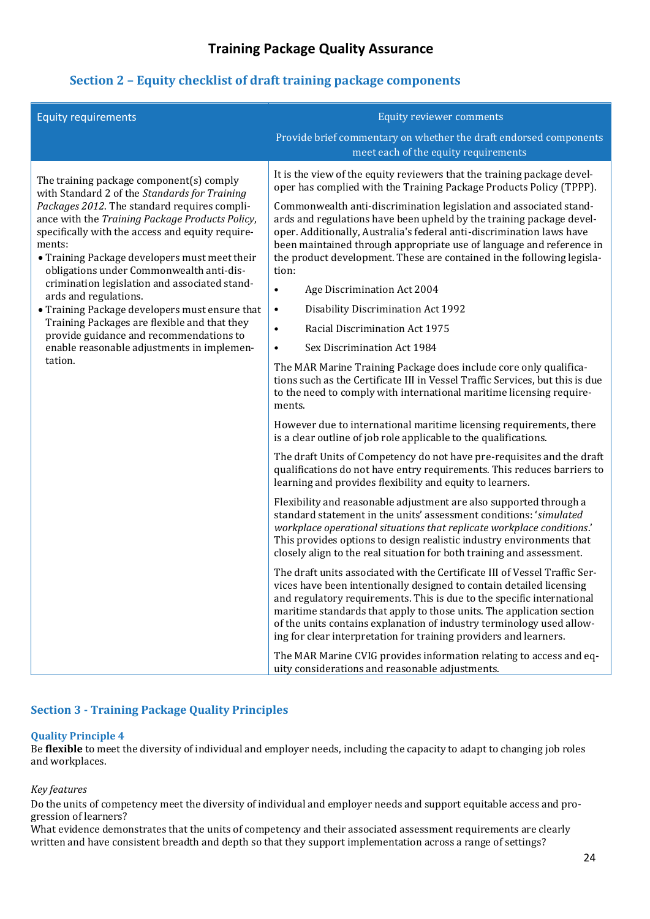## Training Package Quality Assurance

### Section 2 – Equity checklist of draft training package components

| Equity requirements | Equity reviewer comments<br><br>Provide brief commentary on whether the draft endorsed components meet each of the equity requirements |
|---|---|
| The training package component(s) comply with Standard 2 of the *Standards for Training Packages 2012*. The standard requires compliance with the *Training Package Products Policy*, specifically with the access and equity requirements:<br>• Training Package developers must meet their obligations under Commonwealth anti-discrimination legislation and associated standards and regulations.<br>• Training Package developers must ensure that Training Packages are flexible and that they provide guidance and recommendations to enable reasonable adjustments in implementation. | It is the view of the equity reviewers that the training package developer has complied with the Training Package Products Policy (TPPP).<br><br>Commonwealth anti-discrimination legislation and associated standards and regulations have been upheld by the training package developer. Additionally, Australia's federal anti-discrimination laws have been maintained through appropriate use of language and reference in the product development. These are contained in the following legislation:<br>• Age Discrimination Act 2004<br>• Disability Discrimination Act 1992<br>• Racial Discrimination Act 1975<br>• Sex Discrimination Act 1984<br><br>The MAR Marine Training Package does include core only qualifications such as the Certificate III in Vessel Traffic Services, but this is due to the need to comply with international maritime licensing requirements.<br><br>However due to international maritime licensing requirements, there is a clear outline of job role applicable to the qualifications.<br><br>The draft Units of Competency do not have pre-requisites and the draft qualifications do not have entry requirements. This reduces barriers to learning and provides flexibility and equity to learners.<br><br>Flexibility and reasonable adjustment are also supported through a standard statement in the units' assessment conditions: '*simulated workplace operational situations that replicate workplace conditions*.' This provides options to design realistic industry environments that closely align to the real situation for both training and assessment.<br><br>The draft units associated with the Certificate III of Vessel Traffic Services have been intentionally designed to contain detailed licensing and regulatory requirements. This is due to the specific international maritime standards that apply to those units. The application section of the units contains explanation of industry terminology used allowing for clear interpretation for training providers and learners.<br><br>The MAR Marine CVIG provides information relating to access and equity considerations and reasonable adjustments. |

### Section 3 - Training Package Quality Principles

#### Quality Principle 4

Be **flexible** to meet the diversity of individual and employer needs, including the capacity to adapt to changing job roles and workplaces.

*Key features*

Do the units of competency meet the diversity of individual and employer needs and support equitable access and progression of learners?

What evidence demonstrates that the units of competency and their associated assessment requirements are clearly written and have consistent breadth and depth so that they support implementation across a range of settings?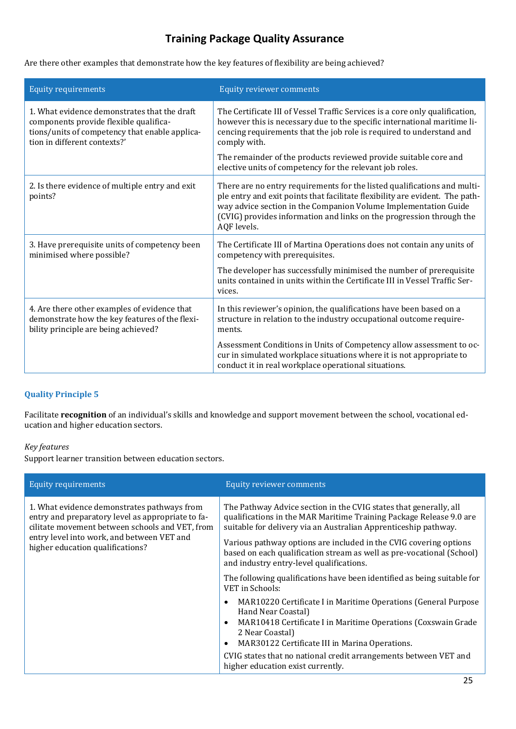## Training Package Quality Assurance

Are there other examples that demonstrate how the key features of flexibility are being achieved?

| Equity requirements | Equity reviewer comments |
|---|---|
| 1. What evidence demonstrates that the draft components provide flexible qualifications/units of competency that enable application in different contexts?' | The Certificate III of Vessel Traffic Services is a core only qualification, however this is necessary due to the specific international maritime licencing requirements that the job role is required to understand and comply with.<br><br>The remainder of the products reviewed provide suitable core and elective units of competency for the relevant job roles. |
| 2. Is there evidence of multiple entry and exit points? | There are no entry requirements for the listed qualifications and multiple entry and exit points that facilitate flexibility are evident. The pathway advice section in the Companion Volume Implementation Guide (CVIG) provides information and links on the progression through the AQF levels. |
| 3. Have prerequisite units of competency been minimised where possible? | The Certificate III of Martina Operations does not contain any units of competency with prerequisites.<br><br>The developer has successfully minimised the number of prerequisite units contained in units within the Certificate III in Vessel Traffic Services. |
| 4. Are there other examples of evidence that demonstrate how the key features of the flexibility principle are being achieved? | In this reviewer's opinion, the qualifications have been based on a structure in relation to the industry occupational outcome requirements.<br><br>Assessment Conditions in Units of Competency allow assessment to occur in simulated workplace situations where it is not appropriate to conduct it in real workplace operational situations. |

### Quality Principle 5

Facilitate **recognition** of an individual's skills and knowledge and support movement between the school, vocational education and higher education sectors.

*Key features*

Support learner transition between education sectors.

| Equity requirements | Equity reviewer comments |
|---|---|
| 1. What evidence demonstrates pathways from entry and preparatory level as appropriate to facilitate movement between schools and VET, from entry level into work, and between VET and higher education qualifications? | The Pathway Advice section in the CVIG states that generally, all qualifications in the MAR Maritime Training Package Release 9.0 are suitable for delivery via an Australian Apprenticeship pathway.<br><br>Various pathway options are included in the CVIG covering options based on each qualification stream as well as pre-vocational (School) and industry entry-level qualifications.<br><br>The following qualifications have been identified as being suitable for VET in Schools:<br>• MAR10220 Certificate I in Maritime Operations (General Purpose Hand Near Coastal)<br>• MAR10418 Certificate I in Maritime Operations (Coxswain Grade 2 Near Coastal)<br>• MAR30122 Certificate III in Marina Operations.<br><br>CVIG states that no national credit arrangements between VET and higher education exist currently. |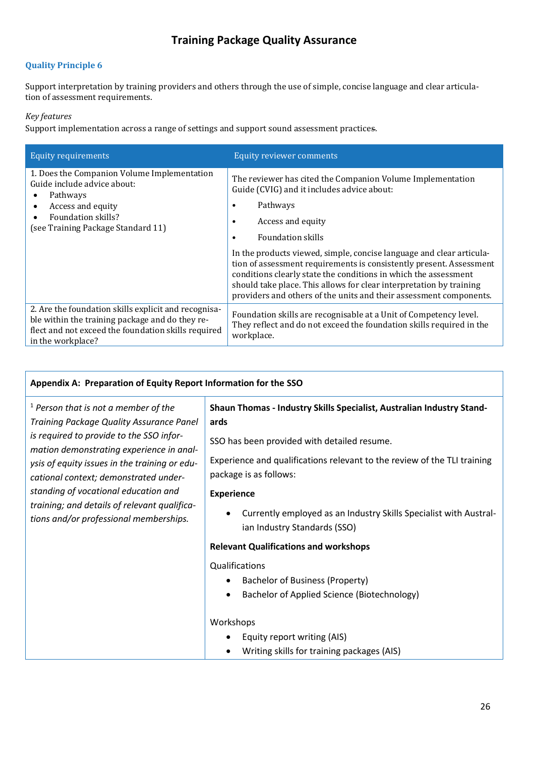# Training Package Quality Assurance

### Quality Principle 6

Support interpretation by training providers and others through the use of simple, concise language and clear articulation of assessment requirements.

*Key features*
Support implementation across a range of settings and support sound assessment practices.

| Equity requirements | Equity reviewer comments |
|---|---|
| 1. Does the Companion Volume Implementation Guide include advice about: <br>• Pathways <br>• Access and equity <br>• Foundation skills? <br>(see Training Package Standard 11) | The reviewer has cited the Companion Volume Implementation Guide (CVIG) and it includes advice about: <br>• Pathways <br>• Access and equity <br>• Foundation skills <br>In the products viewed, simple, concise language and clear articulation of assessment requirements is consistently present. Assessment conditions clearly state the conditions in which the assessment should take place. This allows for clear interpretation by training providers and others of the units and their assessment components. |
| 2. Are the foundation skills explicit and recognisable within the training package and do they reflect and not exceed the foundation skills required in the workplace? | Foundation skills are recognisable at a Unit of Competency level. They reflect and do not exceed the foundation skills required in the workplace. |

| **Appendix A: Preparation of Equity Report Information for the SSO** | |
|---|---|
| [1] *Person that is not a member of the Training Package Quality Assurance Panel is required to provide to the SSO information demonstrating experience in analysis of equity issues in the training or educational context; demonstrated understanding of vocational education and training; and details of relevant qualifications and/or professional memberships.* | **Shaun Thomas - Industry Skills Specialist, Australian Industry Standards** <br><br>SSO has been provided with detailed resume. <br><br>Experience and qualifications relevant to the review of the TLI training package is as follows: <br><br>**Experience** <br>• Currently employed as an Industry Skills Specialist with Australian Industry Standards (SSO) <br><br>**Relevant Qualifications and workshops** <br><br>Qualifications <br>• Bachelor of Business (Property) <br>• Bachelor of Applied Science (Biotechnology) <br><br>Workshops <br>• Equity report writing (AIS) <br>• Writing skills for training packages (AIS) |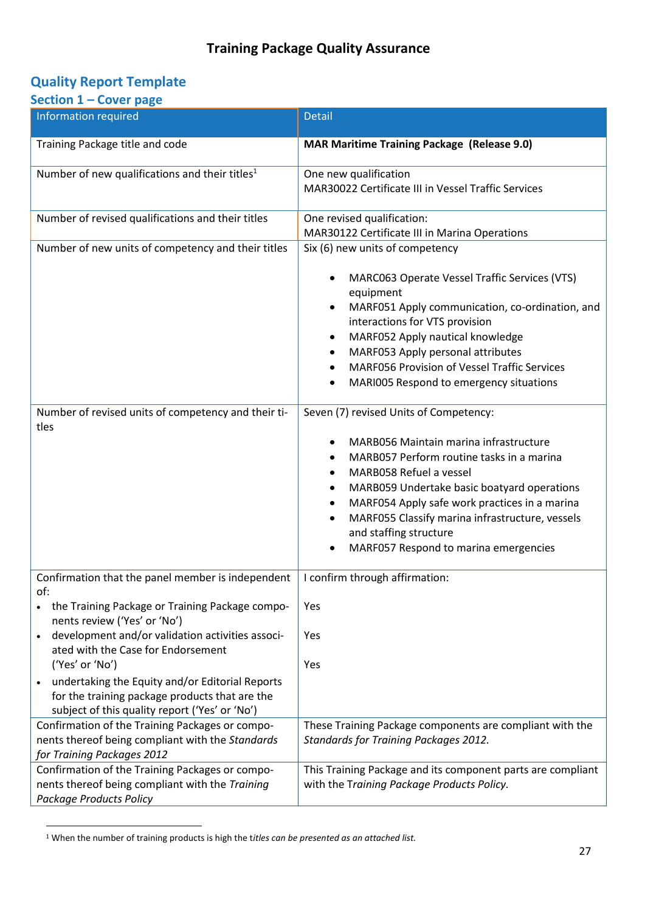# Training Package Quality Assurance

## Quality Report Template

### Section 1 – Cover page

| Information required | Detail |
|---|---|
| Training Package title and code | **MAR Maritime Training Package (Release 9.0)** |
| Number of new qualifications and their titles[1] | One new qualification<br>MAR30022 Certificate III in Vessel Traffic Services |
| Number of revised qualifications and their titles | One revised qualification:<br>MAR30122 Certificate III in Marina Operations |
| Number of new units of competency and their titles | Six (6) new units of competency<br>• MARC063 Operate Vessel Traffic Services (VTS) equipment<br>• MARF051 Apply communication, co-ordination, and interactions for VTS provision<br>• MARF052 Apply nautical knowledge<br>• MARF053 Apply personal attributes<br>• MARF056 Provision of Vessel Traffic Services<br>• MARI005 Respond to emergency situations |
| Number of revised units of competency and their titles | Seven (7) revised Units of Competency:<br>• MARB056 Maintain marina infrastructure<br>• MARB057 Perform routine tasks in a marina<br>• MARB058 Refuel a vessel<br>• MARB059 Undertake basic boatyard operations<br>• MARF054 Apply safe work practices in a marina<br>• MARF055 Classify marina infrastructure, vessels and staffing structure<br>• MARF057 Respond to marina emergencies |
| Confirmation that the panel member is independent of:<br>• the Training Package or Training Package components review ('Yes' or 'No')<br>• development and/or validation activities associated with the Case for Endorsement ('Yes' or 'No')<br>• undertaking the Equity and/or Editorial Reports for the training package products that are the subject of this quality report ('Yes' or 'No') | I confirm through affirmation:<br>Yes<br>Yes<br>Yes |
| Confirmation of the Training Packages or components thereof being compliant with the *Standards for Training Packages 2012* | These Training Package components are compliant with the *Standards for Training Packages 2012.* |
| Confirmation of the Training Packages or components thereof being compliant with the *Training Package Products Policy* | This Training Package and its component parts are compliant with the *Training Package Products Policy.* |

[1] When the number of training products is high the t*itles can be presented as an attached list.*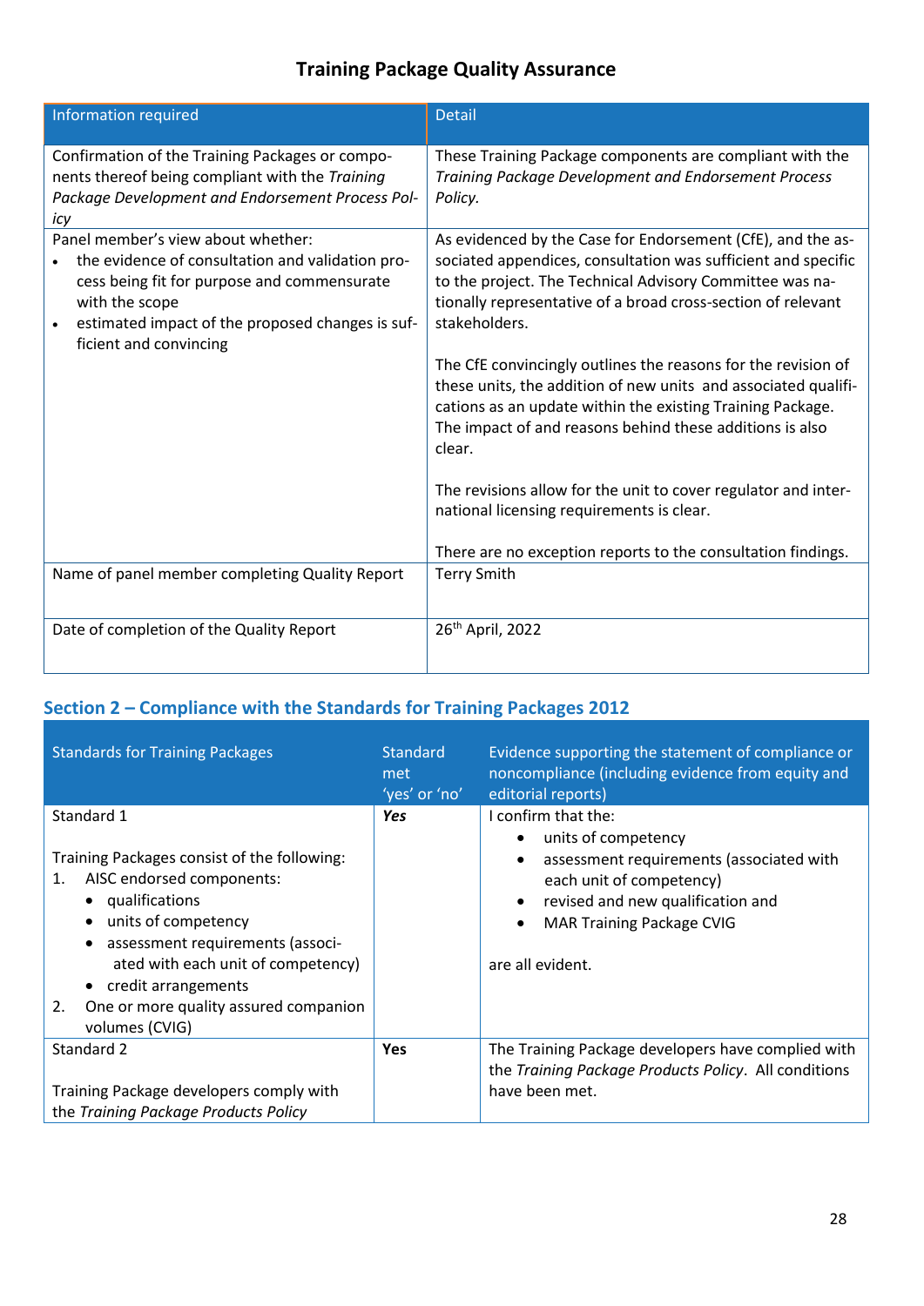## Training Package Quality Assurance

| Information required | Detail |
|---|---|
| Confirmation of the Training Packages or components thereof being compliant with the *Training Package Development and Endorsement Process Policy* | These Training Package components are compliant with the *Training Package Development and Endorsement Process Policy.* |
| Panel member's view about whether:<br>• the evidence of consultation and validation process being fit for purpose and commensurate with the scope<br>• estimated impact of the proposed changes is sufficient and convincing | As evidenced by the Case for Endorsement (CfE), and the associated appendices, consultation was sufficient and specific to the project. The Technical Advisory Committee was nationally representative of a broad cross-section of relevant stakeholders.<br><br>The CfE convincingly outlines the reasons for the revision of these units, the addition of new units and associated qualifications as an update within the existing Training Package. The impact of and reasons behind these additions is also clear.<br><br>The revisions allow for the unit to cover regulator and international licensing requirements is clear.<br><br>There are no exception reports to the consultation findings. |
| Name of panel member completing Quality Report | Terry Smith |
| Date of completion of the Quality Report | 26th April, 2022 |

## Section 2 – Compliance with the Standards for Training Packages 2012

| Standards for Training Packages | Standard met 'yes' or 'no' | Evidence supporting the statement of compliance or noncompliance (including evidence from equity and editorial reports) |
|---|---|---|
| Standard 1<br><br>Training Packages consist of the following:<br>1. AISC endorsed components:<br>• qualifications<br>• units of competency<br>• assessment requirements (associated with each unit of competency)<br>• credit arrangements<br>2. One or more quality assured companion volumes (CVIG) | ***Yes*** | I confirm that the:<br>• units of competency<br>• assessment requirements (associated with each unit of competency)<br>• revised and new qualification and<br>• MAR Training Package CVIG<br><br>are all evident. |
| Standard 2<br><br>Training Package developers comply with the *Training Package Products Policy* | **Yes** | The Training Package developers have complied with the *Training Package Products Policy*. All conditions have been met. |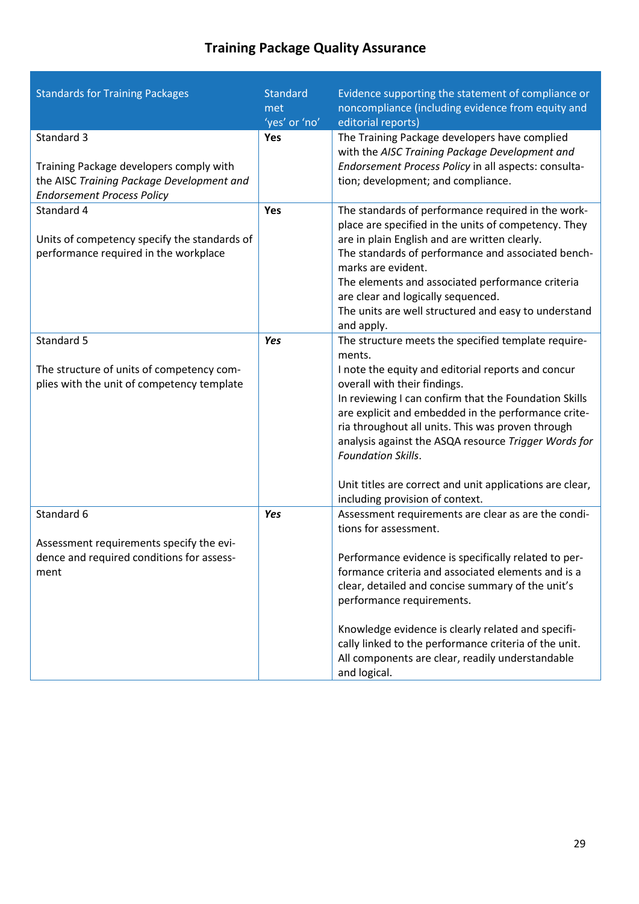# Training Package Quality Assurance

| Standards for Training Packages | Standard met 'yes' or 'no' | Evidence supporting the statement of compliance or noncompliance (including evidence from equity and editorial reports) |
|---|---|---|
| Standard 3<br><br>Training Package developers comply with the AISC *Training Package Development and Endorsement Process Policy* | **Yes** | The Training Package developers have complied with the *AISC Training Package Development and Endorsement Process Policy* in all aspects: consultation; development; and compliance. |
| Standard 4<br><br>Units of competency specify the standards of performance required in the workplace | **Yes** | The standards of performance required in the workplace are specified in the units of competency. They are in plain English and are written clearly.<br>The standards of performance and associated benchmarks are evident.<br>The elements and associated performance criteria are clear and logically sequenced.<br>The units are well structured and easy to understand and apply. |
| Standard 5<br><br>The structure of units of competency complies with the unit of competency template | ***Yes*** | The structure meets the specified template requirements.<br>I note the equity and editorial reports and concur overall with their findings.<br>In reviewing I can confirm that the Foundation Skills are explicit and embedded in the performance criteria throughout all units. This was proven through analysis against the ASQA resource *Trigger Words for Foundation Skills*.<br><br>Unit titles are correct and unit applications are clear, including provision of context. |
| Standard 6<br><br>Assessment requirements specify the evidence and required conditions for assessment | ***Yes*** | Assessment requirements are clear as are the conditions for assessment.<br><br>Performance evidence is specifically related to performance criteria and associated elements and is a clear, detailed and concise summary of the unit's performance requirements.<br><br>Knowledge evidence is clearly related and specifically linked to the performance criteria of the unit. All components are clear, readily understandable and logical. |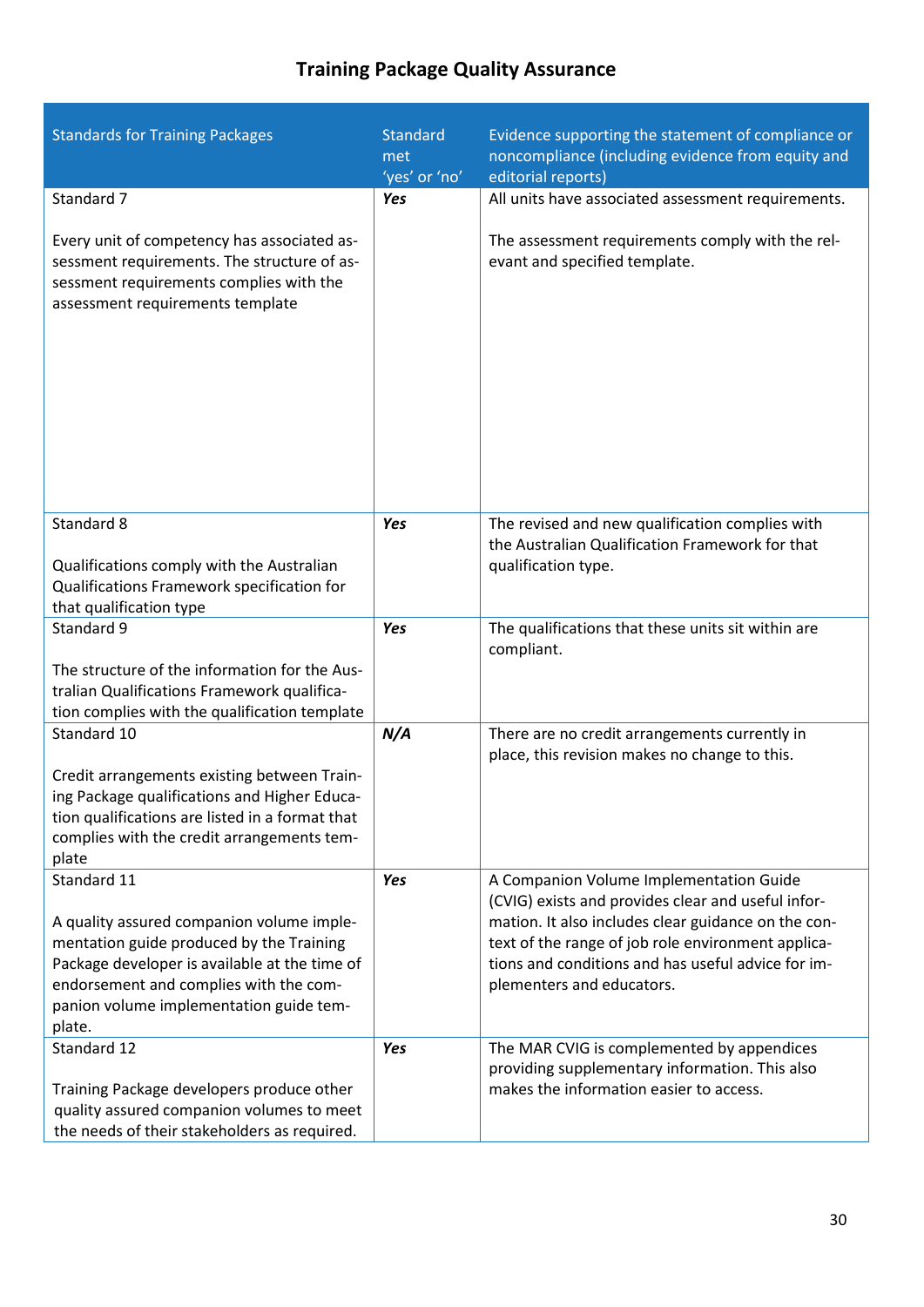## Training Package Quality Assurance

| Standards for Training Packages | Standard met 'yes' or 'no' | Evidence supporting the statement of compliance or noncompliance (including evidence from equity and editorial reports) |
|---|---|---|
| Standard 7<br><br>Every unit of competency has associated assessment requirements. The structure of assessment requirements complies with the assessment requirements template | ***Yes*** | All units have associated assessment requirements.<br><br>The assessment requirements comply with the relevant and specified template. |
| Standard 8<br><br>Qualifications comply with the Australian Qualifications Framework specification for that qualification type | ***Yes*** | The revised and new qualification complies with the Australian Qualification Framework for that qualification type. |
| Standard 9<br><br>The structure of the information for the Australian Qualifications Framework qualification complies with the qualification template | ***Yes*** | The qualifications that these units sit within are compliant. |
| Standard 10<br><br>Credit arrangements existing between Training Package qualifications and Higher Education qualifications are listed in a format that complies with the credit arrangements template | ***N/A*** | There are no credit arrangements currently in place, this revision makes no change to this. |
| Standard 11<br><br>A quality assured companion volume implementation guide produced by the Training Package developer is available at the time of endorsement and complies with the companion volume implementation guide template. | ***Yes*** | A Companion Volume Implementation Guide (CVIG) exists and provides clear and useful information. It also includes clear guidance on the context of the range of job role environment applications and conditions and has useful advice for implementers and educators. |
| Standard 12<br><br>Training Package developers produce other quality assured companion volumes to meet the needs of their stakeholders as required. | ***Yes*** | The MAR CVIG is complemented by appendices providing supplementary information. This also makes the information easier to access. |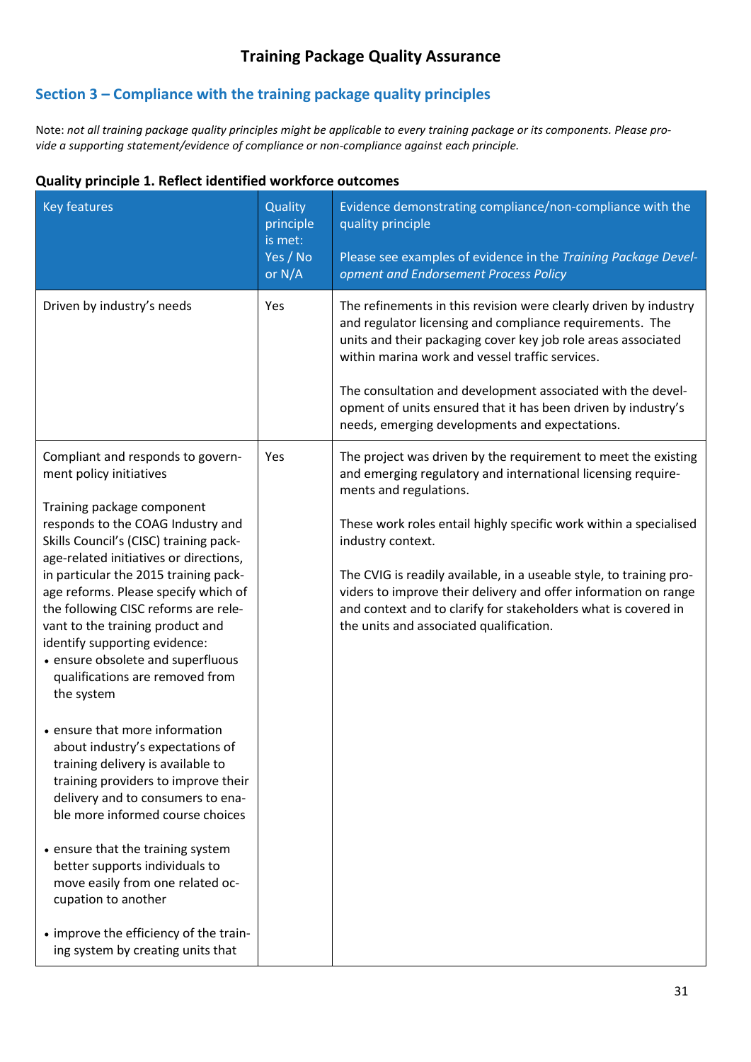# Training Package Quality Assurance

## Section 3 – Compliance with the training package quality principles

Note: *not all training package quality principles might be applicable to every training package or its components. Please provide a supporting statement/evidence of compliance or non-compliance against each principle.*

### Quality principle 1. Reflect identified workforce outcomes

| Key features | Quality principle is met: Yes / No or N/A | Evidence demonstrating compliance/non-compliance with the quality principle<br><br>Please see examples of evidence in the *Training Package Development and Endorsement Process Policy* |
|---|---|---|
| Driven by industry's needs | Yes | The refinements in this revision were clearly driven by industry and regulator licensing and compliance requirements. The units and their packaging cover key job role areas associated within marina work and vessel traffic services.<br><br>The consultation and development associated with the development of units ensured that it has been driven by industry's needs, emerging developments and expectations. |
| Compliant and responds to government policy initiatives<br><br>Training package component responds to the COAG Industry and Skills Council's (CISC) training package-related initiatives or directions, in particular the 2015 training package reforms. Please specify which of the following CISC reforms are relevant to the training product and identify supporting evidence:<br>• ensure obsolete and superfluous qualifications are removed from the system<br><br>• ensure that more information about industry's expectations of training delivery is available to training providers to improve their delivery and to consumers to enable more informed course choices<br><br>• ensure that the training system better supports individuals to move easily from one related occupation to another<br><br>• improve the efficiency of the training system by creating units that | Yes | The project was driven by the requirement to meet the existing and emerging regulatory and international licensing requirements and regulations.<br><br>These work roles entail highly specific work within a specialised industry context.<br><br>The CVIG is readily available, in a useable style, to training providers to improve their delivery and offer information on range and context and to clarify for stakeholders what is covered in the units and associated qualification. |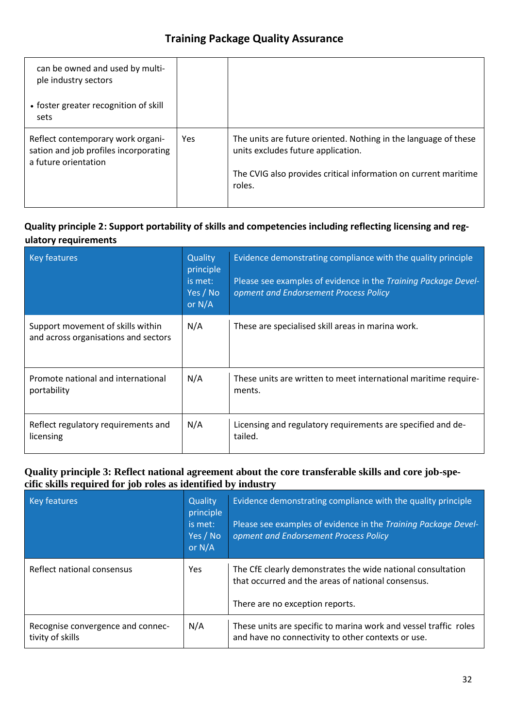## Training Package Quality Assurance

| | | |
|---|---|---|
| can be owned and used by multiple industry sectors<br><br>• foster greater recognition of skill sets | | |
| Reflect contemporary work organisation and job profiles incorporating a future orientation | Yes | The units are future oriented. Nothing in the language of these units excludes future application.<br><br>The CVIG also provides critical information on current maritime roles. |

**Quality principle 2: Support portability of skills and competencies including reflecting licensing and regulatory requirements**

| Key features | Quality principle is met: Yes / No or N/A | Evidence demonstrating compliance with the quality principle<br><br>Please see examples of evidence in the *Training Package Development and Endorsement Process Policy* |
|---|---|---|
| Support movement of skills within and across organisations and sectors | N/A | These are specialised skill areas in marina work. |
| Promote national and international portability | N/A | These units are written to meet international maritime requirements. |
| Reflect regulatory requirements and licensing | N/A | Licensing and regulatory requirements are specified and detailed. |

**Quality principle 3: Reflect national agreement about the core transferable skills and core job-specific skills required for job roles as identified by industry**

| Key features | Quality principle is met: Yes / No or N/A | Evidence demonstrating compliance with the quality principle<br><br>Please see examples of evidence in the *Training Package Development and Endorsement Process Policy* |
|---|---|---|
| Reflect national consensus | Yes | The CfE clearly demonstrates the wide national consultation that occurred and the areas of national consensus.<br><br>There are no exception reports. |
| Recognise convergence and connectivity of skills | N/A | These units are specific to marina work and vessel traffic roles and have no connectivity to other contexts or use. |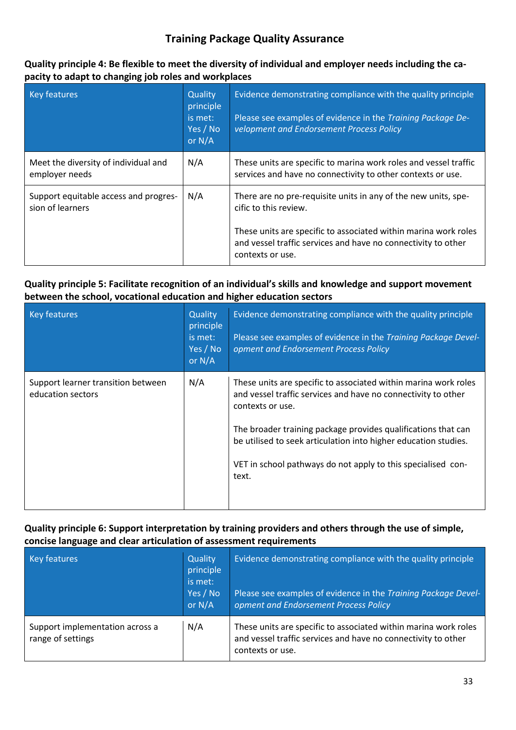## Training Package Quality Assurance

**Quality principle 4: Be flexible to meet the diversity of individual and employer needs including the capacity to adapt to changing job roles and workplaces**

| Key features | Quality principle is met: Yes / No or N/A | Evidence demonstrating compliance with the quality principle<br><br>Please see examples of evidence in the *Training Package Development and Endorsement Process Policy* |
|---|---|---|
| Meet the diversity of individual and employer needs | N/A | These units are specific to marina work roles and vessel traffic services and have no connectivity to other contexts or use. |
| Support equitable access and progression of learners | N/A | There are no pre-requisite units in any of the new units, specific to this review.<br><br>These units are specific to associated within marina work roles and vessel traffic services and have no connectivity to other contexts or use. |

**Quality principle 5: Facilitate recognition of an individual's skills and knowledge and support movement between the school, vocational education and higher education sectors**

| Key features | Quality principle is met: Yes / No or N/A | Evidence demonstrating compliance with the quality principle<br><br>Please see examples of evidence in the *Training Package Development and Endorsement Process Policy* |
|---|---|---|
| Support learner transition between education sectors | N/A | These units are specific to associated within marina work roles and vessel traffic services and have no connectivity to other contexts or use.<br><br>The broader training package provides qualifications that can be utilised to seek articulation into higher education studies.<br><br>VET in school pathways do not apply to this specialised context. |

**Quality principle 6: Support interpretation by training providers and others through the use of simple, concise language and clear articulation of assessment requirements**

| Key features | Quality principle is met: Yes / No or N/A | Evidence demonstrating compliance with the quality principle<br><br>Please see examples of evidence in the *Training Package Development and Endorsement Process Policy* |
|---|---|---|
| Support implementation across a range of settings | N/A | These units are specific to associated within marina work roles and vessel traffic services and have no connectivity to other contexts or use. |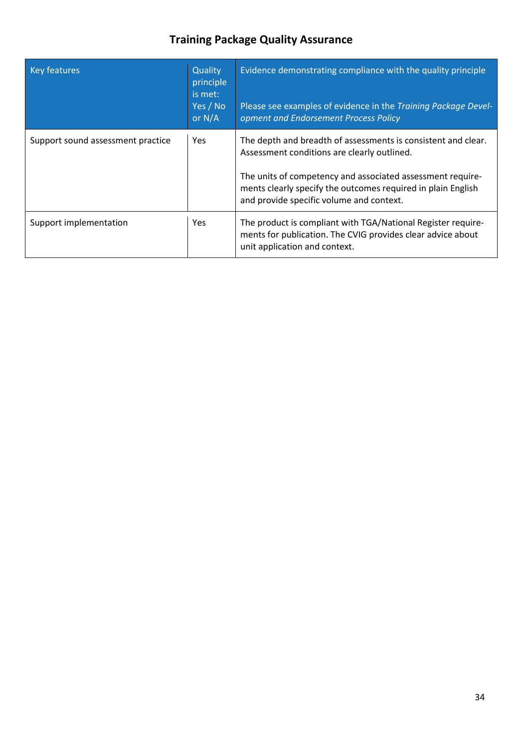# Training Package Quality Assurance

| Key features | Quality principle is met: Yes / No or N/A | Evidence demonstrating compliance with the quality principle<br><br>Please see examples of evidence in the *Training Package Development and Endorsement Process Policy* |
|---|---|---|
| Support sound assessment practice | Yes | The depth and breadth of assessments is consistent and clear. Assessment conditions are clearly outlined.<br><br>The units of competency and associated assessment requirements clearly specify the outcomes required in plain English and provide specific volume and context. |
| Support implementation | Yes | The product is compliant with TGA/National Register requirements for publication. The CVIG provides clear advice about unit application and context. |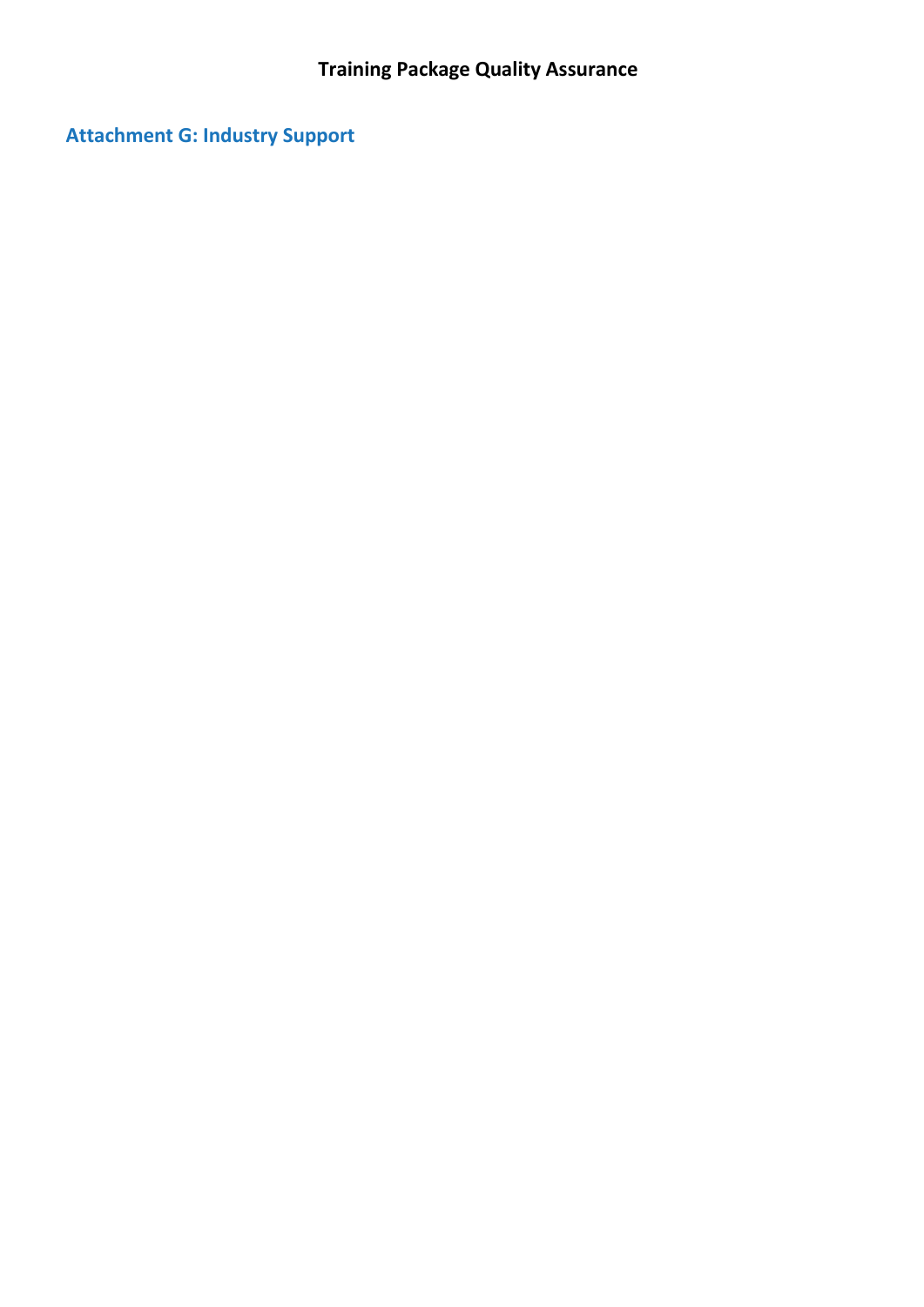## Attachment G: Industry Support